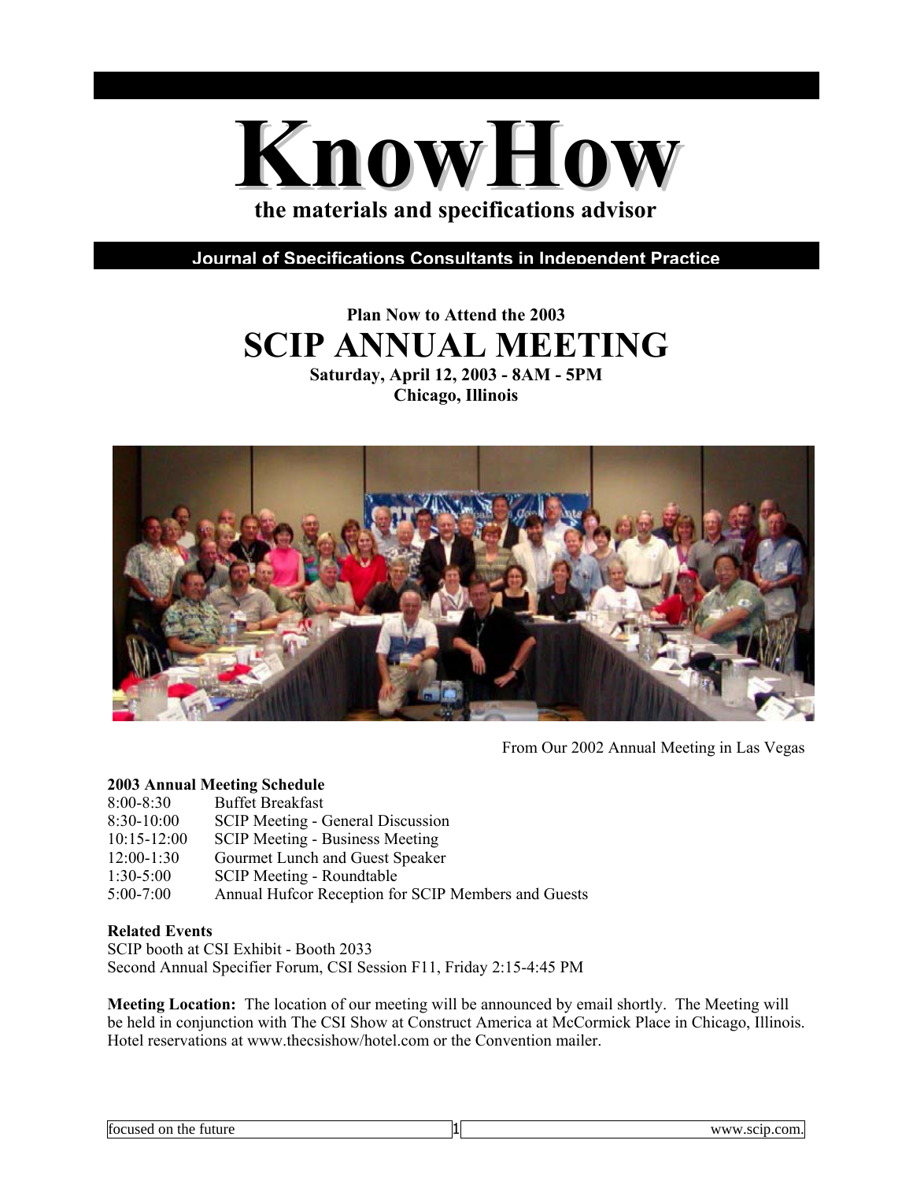# KnowHow

**the materials and specifications advisor**

**Journal of Specifications Consultants in Independent Practice**

**Plan Now to Attend the 2003**

## SCIP ANNUAL MEETING

**Saturday, April 12, 2003 - 8AM - 5PM**
**Chicago, Illinois**

From Our 2002 Annual Meeting in Las Vegas

**2003 Annual Meeting Schedule**

| | |
|---|---|
| 8:00-8:30 | Buffet Breakfast |
| 8:30-10:00 | SCIP Meeting - General Discussion |
| 10:15-12:00 | SCIP Meeting - Business Meeting |
| 12:00-1:30 | Gourmet Lunch and Guest Speaker |
| 1:30-5:00 | SCIP Meeting - Roundtable |
| 5:00-7:00 | Annual Hufcor Reception for SCIP Members and Guests |

**Related Events**
SCIP booth at CSI Exhibit - Booth 2033
Second Annual Specifier Forum, CSI Session F11, Friday 2:15-4:45 PM

**Meeting Location:** The location of our meeting will be announced by email shortly. The Meeting will be held in conjunction with The CSI Show at Construct America at McCormick Place in Chicago, Illinois. Hotel reservations at www.thecsishow/hotel.com or the Convention mailer.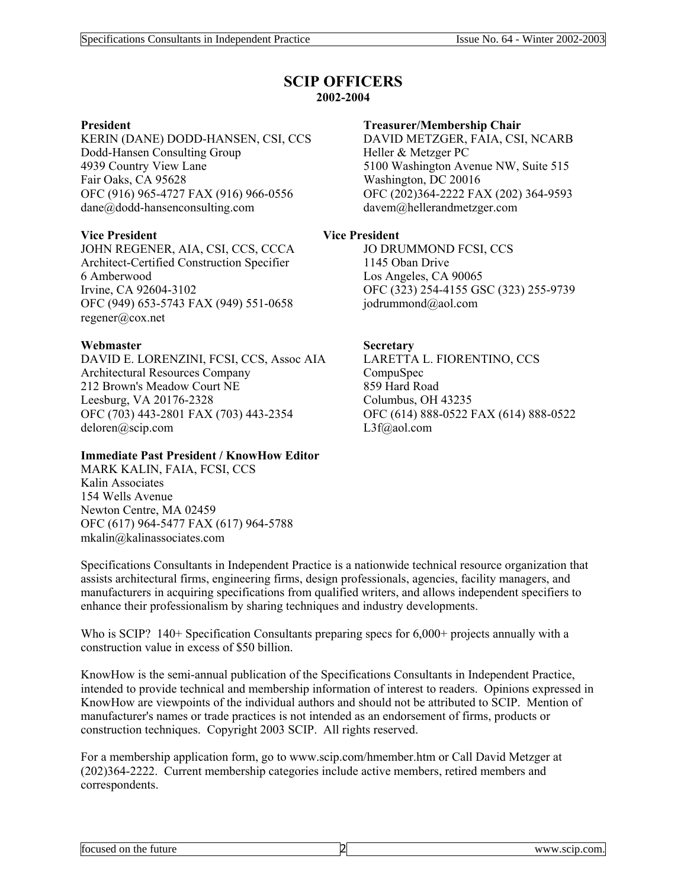# SCIP OFFICERS

**2002-2004**

**President**
KERIN (DANE) DODD-HANSEN, CSI, CCS
Dodd-Hansen Consulting Group
4939 Country View Lane
Fair Oaks, CA 95628
OFC (916) 965-4727 FAX (916) 966-0556
dane@dodd-hansenconsulting.com

**Treasurer/Membership Chair**
DAVID METZGER, FAIA, CSI, NCARB
Heller & Metzger PC
5100 Washington Avenue NW, Suite 515
Washington, DC 20016
OFC (202)364-2222 FAX (202) 364-9593
davem@hellerandmetzger.com

**Vice President**
JOHN REGENER, AIA, CSI, CCS, CCCA
Architect-Certified Construction Specifier
6 Amberwood
Irvine, CA 92604-3102
OFC (949) 653-5743 FAX (949) 551-0658
regener@cox.net

**Vice President**
JO DRUMMOND FCSI, CCS
1145 Oban Drive
Los Angeles, CA 90065
OFC (323) 254-4155 GSC (323) 255-9739
jodrummond@aol.com

**Webmaster**
DAVID E. LORENZINI, FCSI, CCS, Assoc AIA
Architectural Resources Company
212 Brown's Meadow Court NE
Leesburg, VA 20176-2328
OFC (703) 443-2801 FAX (703) 443-2354
deloren@scip.com

**Secretary**
LARETTA L. FIORENTINO, CCS
CompuSpec
859 Hard Road
Columbus, OH 43235
OFC (614) 888-0522 FAX (614) 888-0522
L3f@aol.com

**Immediate Past President / KnowHow Editor**
MARK KALIN, FAIA, FCSI, CCS
Kalin Associates
154 Wells Avenue
Newton Centre, MA 02459
OFC (617) 964-5477 FAX (617) 964-5788
mkalin@kalinassociates.com

Specifications Consultants in Independent Practice is a nationwide technical resource organization that assists architectural firms, engineering firms, design professionals, agencies, facility managers, and manufacturers in acquiring specifications from qualified writers, and allows independent specifiers to enhance their professionalism by sharing techniques and industry developments.

Who is SCIP? 140+ Specification Consultants preparing specs for 6,000+ projects annually with a construction value in excess of $50 billion.

KnowHow is the semi-annual publication of the Specifications Consultants in Independent Practice, intended to provide technical and membership information of interest to readers. Opinions expressed in KnowHow are viewpoints of the individual authors and should not be attributed to SCIP. Mention of manufacturer's names or trade practices is not intended as an endorsement of firms, products or construction techniques. Copyright 2003 SCIP. All rights reserved.

For a membership application form, go to www.scip.com/hmember.htm or Call David Metzger at (202)364-2222. Current membership categories include active members, retired members and correspondents.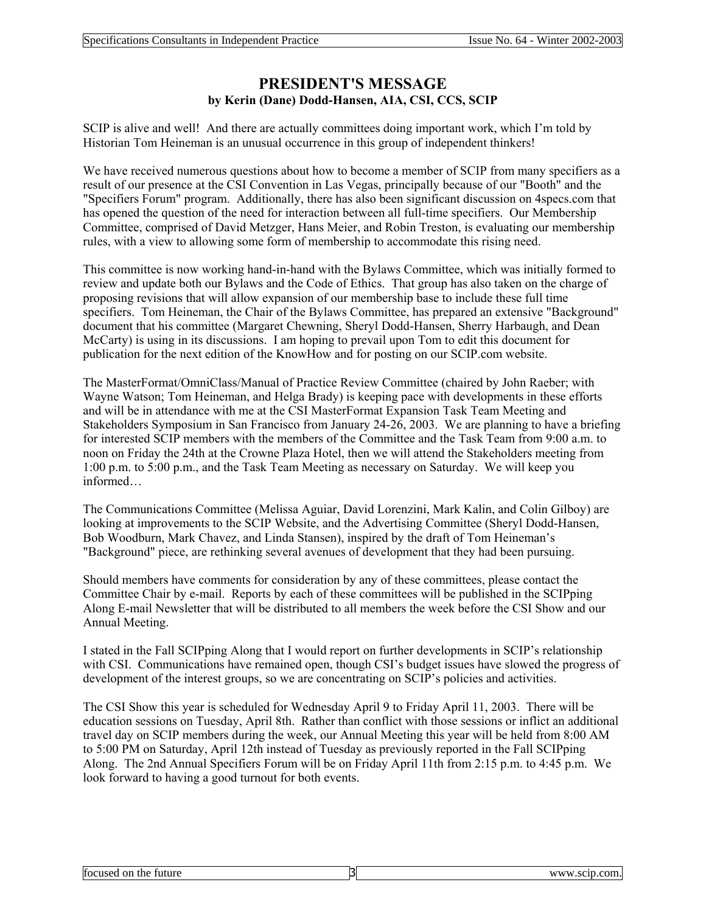# PRESIDENT'S MESSAGE

**by Kerin (Dane) Dodd-Hansen, AIA, CSI, CCS, SCIP**

SCIP is alive and well! And there are actually committees doing important work, which I'm told by Historian Tom Heineman is an unusual occurrence in this group of independent thinkers!

We have received numerous questions about how to become a member of SCIP from many specifiers as a result of our presence at the CSI Convention in Las Vegas, principally because of our "Booth" and the "Specifiers Forum" program. Additionally, there has also been significant discussion on 4specs.com that has opened the question of the need for interaction between all full-time specifiers. Our Membership Committee, comprised of David Metzger, Hans Meier, and Robin Treston, is evaluating our membership rules, with a view to allowing some form of membership to accommodate this rising need.

This committee is now working hand-in-hand with the Bylaws Committee, which was initially formed to review and update both our Bylaws and the Code of Ethics. That group has also taken on the charge of proposing revisions that will allow expansion of our membership base to include these full time specifiers. Tom Heineman, the Chair of the Bylaws Committee, has prepared an extensive "Background" document that his committee (Margaret Chewning, Sheryl Dodd-Hansen, Sherry Harbaugh, and Dean McCarty) is using in its discussions. I am hoping to prevail upon Tom to edit this document for publication for the next edition of the KnowHow and for posting on our SCIP.com website.

The MasterFormat/OmniClass/Manual of Practice Review Committee (chaired by John Raeber; with Wayne Watson; Tom Heineman, and Helga Brady) is keeping pace with developments in these efforts and will be in attendance with me at the CSI MasterFormat Expansion Task Team Meeting and Stakeholders Symposium in San Francisco from January 24-26, 2003. We are planning to have a briefing for interested SCIP members with the members of the Committee and the Task Team from 9:00 a.m. to noon on Friday the 24th at the Crowne Plaza Hotel, then we will attend the Stakeholders meeting from 1:00 p.m. to 5:00 p.m., and the Task Team Meeting as necessary on Saturday. We will keep you informed…

The Communications Committee (Melissa Aguiar, David Lorenzini, Mark Kalin, and Colin Gilboy) are looking at improvements to the SCIP Website, and the Advertising Committee (Sheryl Dodd-Hansen, Bob Woodburn, Mark Chavez, and Linda Stansen), inspired by the draft of Tom Heineman's "Background" piece, are rethinking several avenues of development that they had been pursuing.

Should members have comments for consideration by any of these committees, please contact the Committee Chair by e-mail. Reports by each of these committees will be published in the SCIPping Along E-mail Newsletter that will be distributed to all members the week before the CSI Show and our Annual Meeting.

I stated in the Fall SCIPping Along that I would report on further developments in SCIP's relationship with CSI. Communications have remained open, though CSI's budget issues have slowed the progress of development of the interest groups, so we are concentrating on SCIP's policies and activities.

The CSI Show this year is scheduled for Wednesday April 9 to Friday April 11, 2003. There will be education sessions on Tuesday, April 8th. Rather than conflict with those sessions or inflict an additional travel day on SCIP members during the week, our Annual Meeting this year will be held from 8:00 AM to 5:00 PM on Saturday, April 12th instead of Tuesday as previously reported in the Fall SCIPping Along. The 2nd Annual Specifiers Forum will be on Friday April 11th from 2:15 p.m. to 4:45 p.m. We look forward to having a good turnout for both events.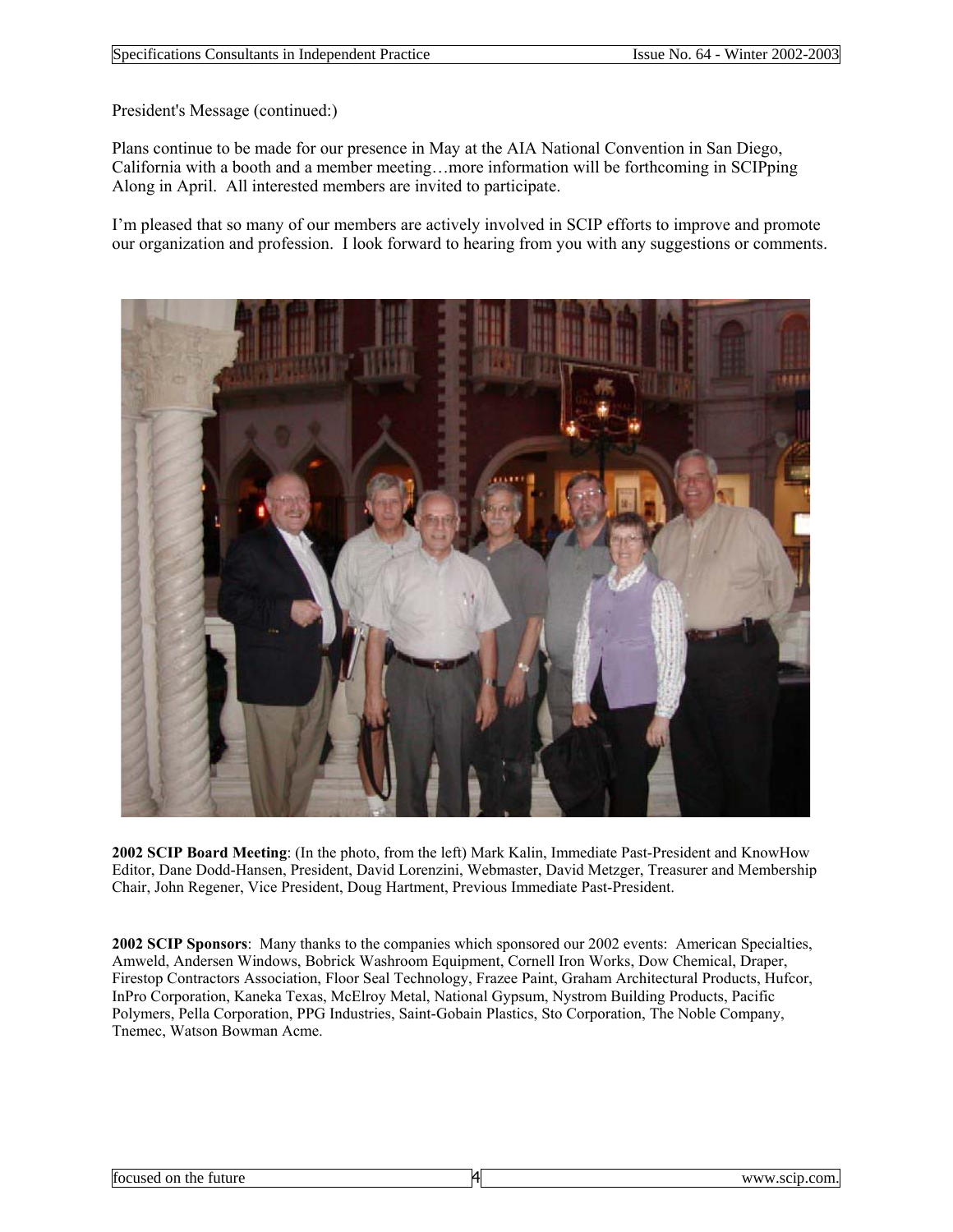President's Message (continued:)

Plans continue to be made for our presence in May at the AIA National Convention in San Diego, California with a booth and a member meeting…more information will be forthcoming in SCIPping Along in April. All interested members are invited to participate.

I'm pleased that so many of our members are actively involved in SCIP efforts to improve and promote our organization and profession. I look forward to hearing from you with any suggestions or comments.

**2002 SCIP Board Meeting**: (In the photo, from the left) Mark Kalin, Immediate Past-President and KnowHow Editor, Dane Dodd-Hansen, President, David Lorenzini, Webmaster, David Metzger, Treasurer and Membership Chair, John Regener, Vice President, Doug Hartment, Previous Immediate Past-President.

**2002 SCIP Sponsors**: Many thanks to the companies which sponsored our 2002 events: American Specialties, Amweld, Andersen Windows, Bobrick Washroom Equipment, Cornell Iron Works, Dow Chemical, Draper, Firestop Contractors Association, Floor Seal Technology, Frazee Paint, Graham Architectural Products, Hufcor, InPro Corporation, Kaneka Texas, McElroy Metal, National Gypsum, Nystrom Building Products, Pacific Polymers, Pella Corporation, PPG Industries, Saint-Gobain Plastics, Sto Corporation, The Noble Company, Tnemec, Watson Bowman Acme.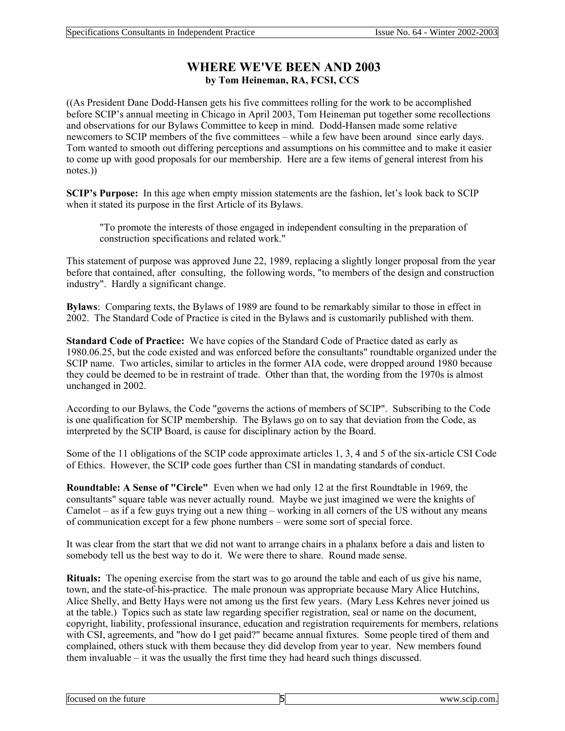# WHERE WE'VE BEEN AND 2003

**by Tom Heineman, RA, FCSI, CCS**

((As President Dane Dodd-Hansen gets his five committees rolling for the work to be accomplished before SCIP's annual meeting in Chicago in April 2003, Tom Heineman put together some recollections and observations for our Bylaws Committee to keep in mind. Dodd-Hansen made some relative newcomers to SCIP members of the five committees – while a few have been around since early days. Tom wanted to smooth out differing perceptions and assumptions on his committee and to make it easier to come up with good proposals for our membership. Here are a few items of general interest from his notes.))

**SCIP's Purpose:** In this age when empty mission statements are the fashion, let's look back to SCIP when it stated its purpose in the first Article of its Bylaws.

> "To promote the interests of those engaged in independent consulting in the preparation of construction specifications and related work."

This statement of purpose was approved June 22, 1989, replacing a slightly longer proposal from the year before that contained, after consulting, the following words, "to members of the design and construction industry". Hardly a significant change.

**Bylaws**: Comparing texts, the Bylaws of 1989 are found to be remarkably similar to those in effect in 2002. The Standard Code of Practice is cited in the Bylaws and is customarily published with them.

**Standard Code of Practice:** We have copies of the Standard Code of Practice dated as early as 1980.06.25, but the code existed and was enforced before the consultants" roundtable organized under the SCIP name. Two articles, similar to articles in the former AIA code, were dropped around 1980 because they could be deemed to be in restraint of trade. Other than that, the wording from the 1970s is almost unchanged in 2002.

According to our Bylaws, the Code "governs the actions of members of SCIP". Subscribing to the Code is one qualification for SCIP membership. The Bylaws go on to say that deviation from the Code, as interpreted by the SCIP Board, is cause for disciplinary action by the Board.

Some of the 11 obligations of the SCIP code approximate articles 1, 3, 4 and 5 of the six-article CSI Code of Ethics. However, the SCIP code goes further than CSI in mandating standards of conduct.

**Roundtable: A Sense of "Circle"** Even when we had only 12 at the first Roundtable in 1969, the consultants" square table was never actually round. Maybe we just imagined we were the knights of Camelot – as if a few guys trying out a new thing – working in all corners of the US without any means of communication except for a few phone numbers – were some sort of special force.

It was clear from the start that we did not want to arrange chairs in a phalanx before a dais and listen to somebody tell us the best way to do it. We were there to share. Round made sense.

**Rituals:** The opening exercise from the start was to go around the table and each of us give his name, town, and the state-of-his-practice. The male pronoun was appropriate because Mary Alice Hutchins, Alice Shelly, and Betty Hays were not among us the first few years. (Mary Less Kehres never joined us at the table.) Topics such as state law regarding specifier registration, seal or name on the document, copyright, liability, professional insurance, education and registration requirements for members, relations with CSI, agreements, and "how do I get paid?" became annual fixtures. Some people tired of them and complained, others stuck with them because they did develop from year to year. New members found them invaluable – it was the usually the first time they had heard such things discussed.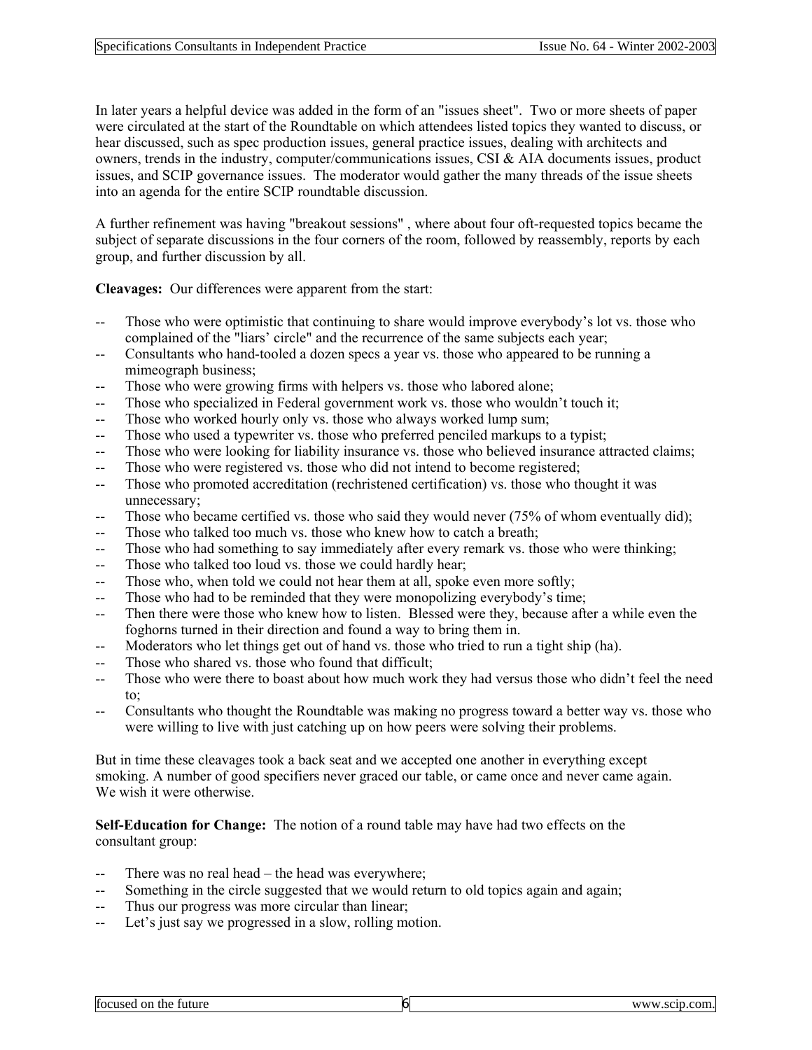In later years a helpful device was added in the form of an "issues sheet". Two or more sheets of paper were circulated at the start of the Roundtable on which attendees listed topics they wanted to discuss, or hear discussed, such as spec production issues, general practice issues, dealing with architects and owners, trends in the industry, computer/communications issues, CSI & AIA documents issues, product issues, and SCIP governance issues. The moderator would gather the many threads of the issue sheets into an agenda for the entire SCIP roundtable discussion.

A further refinement was having "breakout sessions" , where about four oft-requested topics became the subject of separate discussions in the four corners of the room, followed by reassembly, reports by each group, and further discussion by all.

**Cleavages:** Our differences were apparent from the start:

- Those who were optimistic that continuing to share would improve everybody's lot vs. those who complained of the "liars' circle" and the recurrence of the same subjects each year;
- Consultants who hand-tooled a dozen specs a year vs. those who appeared to be running a mimeograph business;
- Those who were growing firms with helpers vs. those who labored alone;
- Those who specialized in Federal government work vs. those who wouldn't touch it;
- Those who worked hourly only vs. those who always worked lump sum;
- Those who used a typewriter vs. those who preferred penciled markups to a typist;
- Those who were looking for liability insurance vs. those who believed insurance attracted claims;
- Those who were registered vs. those who did not intend to become registered;
- Those who promoted accreditation (rechristened certification) vs. those who thought it was unnecessary;
- Those who became certified vs. those who said they would never (75% of whom eventually did);
- Those who talked too much vs. those who knew how to catch a breath;
- Those who had something to say immediately after every remark vs. those who were thinking;
- Those who talked too loud vs. those we could hardly hear;
- Those who, when told we could not hear them at all, spoke even more softly;
- Those who had to be reminded that they were monopolizing everybody's time;
- Then there were those who knew how to listen. Blessed were they, because after a while even the foghorns turned in their direction and found a way to bring them in.
- Moderators who let things get out of hand vs. those who tried to run a tight ship (ha).
- Those who shared vs. those who found that difficult;
- Those who were there to boast about how much work they had versus those who didn't feel the need to;
- Consultants who thought the Roundtable was making no progress toward a better way vs. those who were willing to live with just catching up on how peers were solving their problems.

But in time these cleavages took a back seat and we accepted one another in everything except smoking. A number of good specifiers never graced our table, or came once and never came again. We wish it were otherwise.

**Self-Education for Change:** The notion of a round table may have had two effects on the consultant group:

- There was no real head – the head was everywhere;
- Something in the circle suggested that we would return to old topics again and again;
- Thus our progress was more circular than linear;
- Let's just say we progressed in a slow, rolling motion.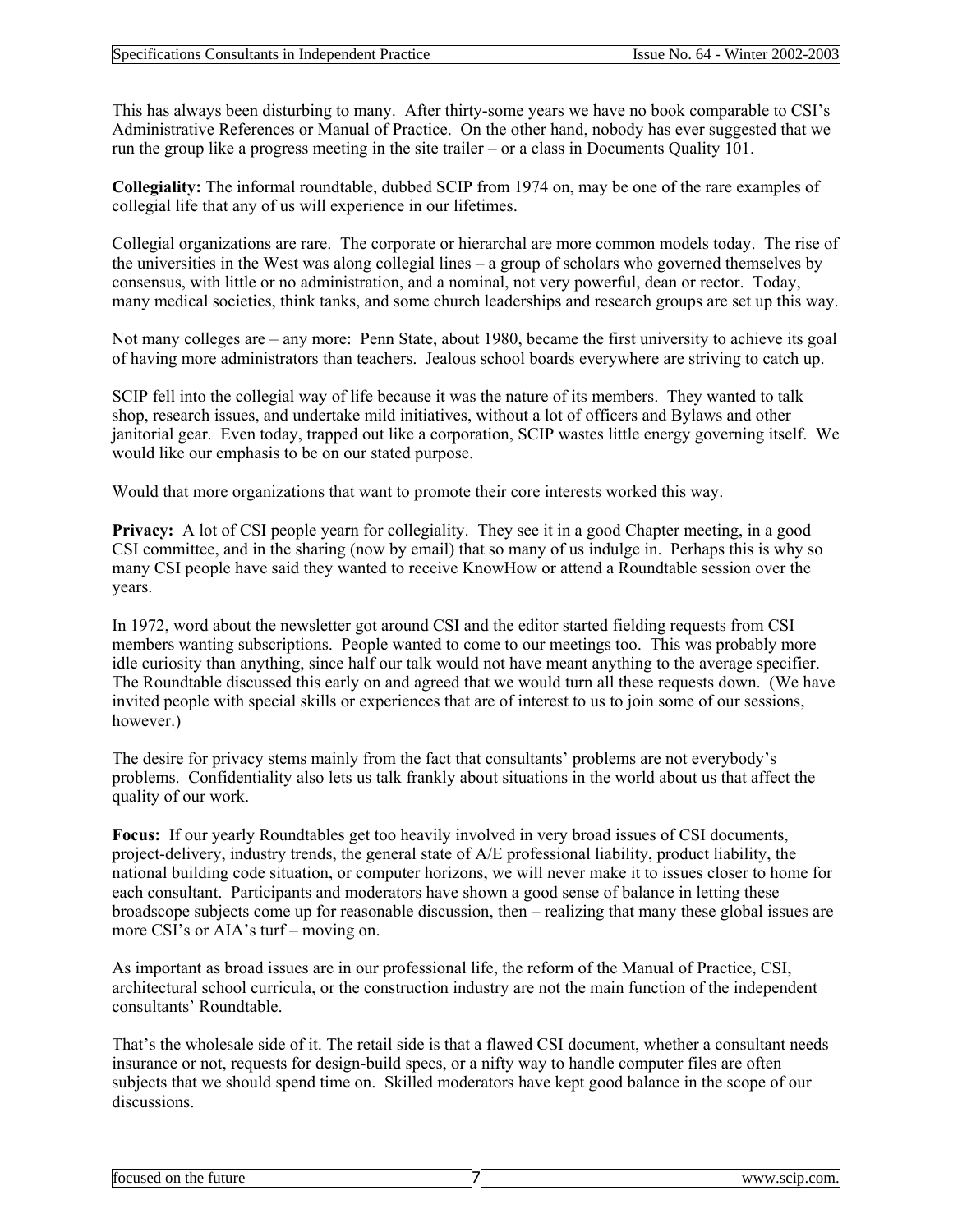This has always been disturbing to many. After thirty-some years we have no book comparable to CSI's Administrative References or Manual of Practice. On the other hand, nobody has ever suggested that we run the group like a progress meeting in the site trailer – or a class in Documents Quality 101.

**Collegiality:** The informal roundtable, dubbed SCIP from 1974 on, may be one of the rare examples of collegial life that any of us will experience in our lifetimes.

Collegial organizations are rare. The corporate or hierarchal are more common models today. The rise of the universities in the West was along collegial lines – a group of scholars who governed themselves by consensus, with little or no administration, and a nominal, not very powerful, dean or rector. Today, many medical societies, think tanks, and some church leaderships and research groups are set up this way.

Not many colleges are – any more: Penn State, about 1980, became the first university to achieve its goal of having more administrators than teachers. Jealous school boards everywhere are striving to catch up.

SCIP fell into the collegial way of life because it was the nature of its members. They wanted to talk shop, research issues, and undertake mild initiatives, without a lot of officers and Bylaws and other janitorial gear. Even today, trapped out like a corporation, SCIP wastes little energy governing itself. We would like our emphasis to be on our stated purpose.

Would that more organizations that want to promote their core interests worked this way.

**Privacy:** A lot of CSI people yearn for collegiality. They see it in a good Chapter meeting, in a good CSI committee, and in the sharing (now by email) that so many of us indulge in. Perhaps this is why so many CSI people have said they wanted to receive KnowHow or attend a Roundtable session over the years.

In 1972, word about the newsletter got around CSI and the editor started fielding requests from CSI members wanting subscriptions. People wanted to come to our meetings too. This was probably more idle curiosity than anything, since half our talk would not have meant anything to the average specifier. The Roundtable discussed this early on and agreed that we would turn all these requests down. (We have invited people with special skills or experiences that are of interest to us to join some of our sessions, however.)

The desire for privacy stems mainly from the fact that consultants' problems are not everybody's problems. Confidentiality also lets us talk frankly about situations in the world about us that affect the quality of our work.

**Focus:** If our yearly Roundtables get too heavily involved in very broad issues of CSI documents, project-delivery, industry trends, the general state of A/E professional liability, product liability, the national building code situation, or computer horizons, we will never make it to issues closer to home for each consultant. Participants and moderators have shown a good sense of balance in letting these broadscope subjects come up for reasonable discussion, then – realizing that many these global issues are more CSI's or AIA's turf – moving on.

As important as broad issues are in our professional life, the reform of the Manual of Practice, CSI, architectural school curricula, or the construction industry are not the main function of the independent consultants' Roundtable.

That's the wholesale side of it. The retail side is that a flawed CSI document, whether a consultant needs insurance or not, requests for design-build specs, or a nifty way to handle computer files are often subjects that we should spend time on. Skilled moderators have kept good balance in the scope of our discussions.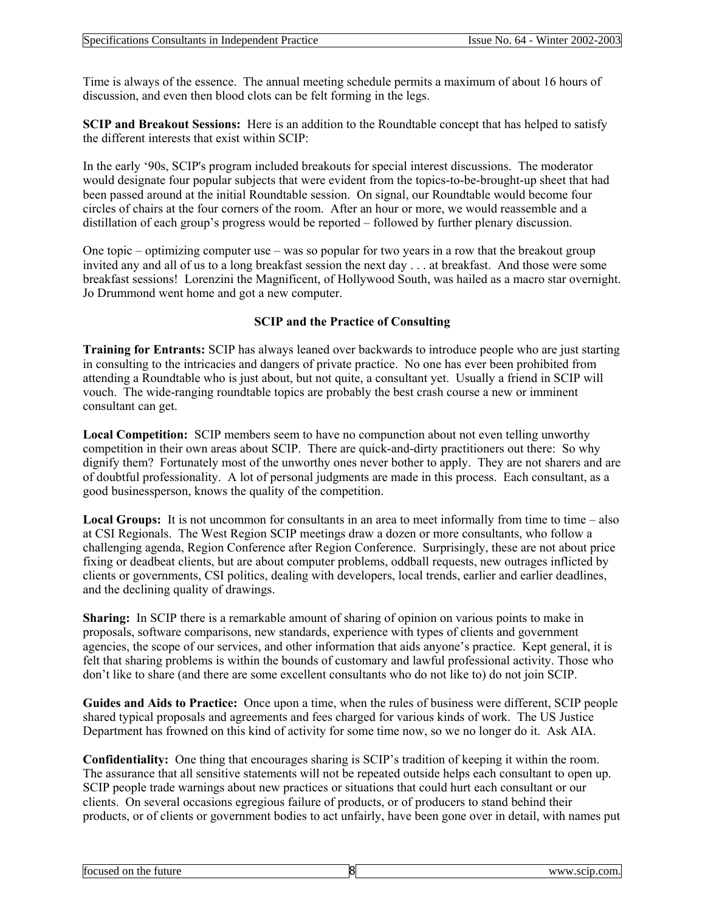Time is always of the essence. The annual meeting schedule permits a maximum of about 16 hours of discussion, and even then blood clots can be felt forming in the legs.

**SCIP and Breakout Sessions:** Here is an addition to the Roundtable concept that has helped to satisfy the different interests that exist within SCIP:

In the early '90s, SCIP's program included breakouts for special interest discussions. The moderator would designate four popular subjects that were evident from the topics-to-be-brought-up sheet that had been passed around at the initial Roundtable session. On signal, our Roundtable would become four circles of chairs at the four corners of the room. After an hour or more, we would reassemble and a distillation of each group's progress would be reported – followed by further plenary discussion.

One topic – optimizing computer use – was so popular for two years in a row that the breakout group invited any and all of us to a long breakfast session the next day . . . at breakfast. And those were some breakfast sessions! Lorenzini the Magnificent, of Hollywood South, was hailed as a macro star overnight. Jo Drummond went home and got a new computer.

## SCIP and the Practice of Consulting

**Training for Entrants:** SCIP has always leaned over backwards to introduce people who are just starting in consulting to the intricacies and dangers of private practice. No one has ever been prohibited from attending a Roundtable who is just about, but not quite, a consultant yet. Usually a friend in SCIP will vouch. The wide-ranging roundtable topics are probably the best crash course a new or imminent consultant can get.

**Local Competition:** SCIP members seem to have no compunction about not even telling unworthy competition in their own areas about SCIP. There are quick-and-dirty practitioners out there: So why dignify them? Fortunately most of the unworthy ones never bother to apply. They are not sharers and are of doubtful professionality. A lot of personal judgments are made in this process. Each consultant, as a good businessperson, knows the quality of the competition.

**Local Groups:** It is not uncommon for consultants in an area to meet informally from time to time – also at CSI Regionals. The West Region SCIP meetings draw a dozen or more consultants, who follow a challenging agenda, Region Conference after Region Conference. Surprisingly, these are not about price fixing or deadbeat clients, but are about computer problems, oddball requests, new outrages inflicted by clients or governments, CSI politics, dealing with developers, local trends, earlier and earlier deadlines, and the declining quality of drawings.

**Sharing:** In SCIP there is a remarkable amount of sharing of opinion on various points to make in proposals, software comparisons, new standards, experience with types of clients and government agencies, the scope of our services, and other information that aids anyone's practice. Kept general, it is felt that sharing problems is within the bounds of customary and lawful professional activity. Those who don't like to share (and there are some excellent consultants who do not like to) do not join SCIP.

**Guides and Aids to Practice:** Once upon a time, when the rules of business were different, SCIP people shared typical proposals and agreements and fees charged for various kinds of work. The US Justice Department has frowned on this kind of activity for some time now, so we no longer do it. Ask AIA.

**Confidentiality:** One thing that encourages sharing is SCIP's tradition of keeping it within the room. The assurance that all sensitive statements will not be repeated outside helps each consultant to open up. SCIP people trade warnings about new practices or situations that could hurt each consultant or our clients. On several occasions egregious failure of products, or of producers to stand behind their products, or of clients or government bodies to act unfairly, have been gone over in detail, with names put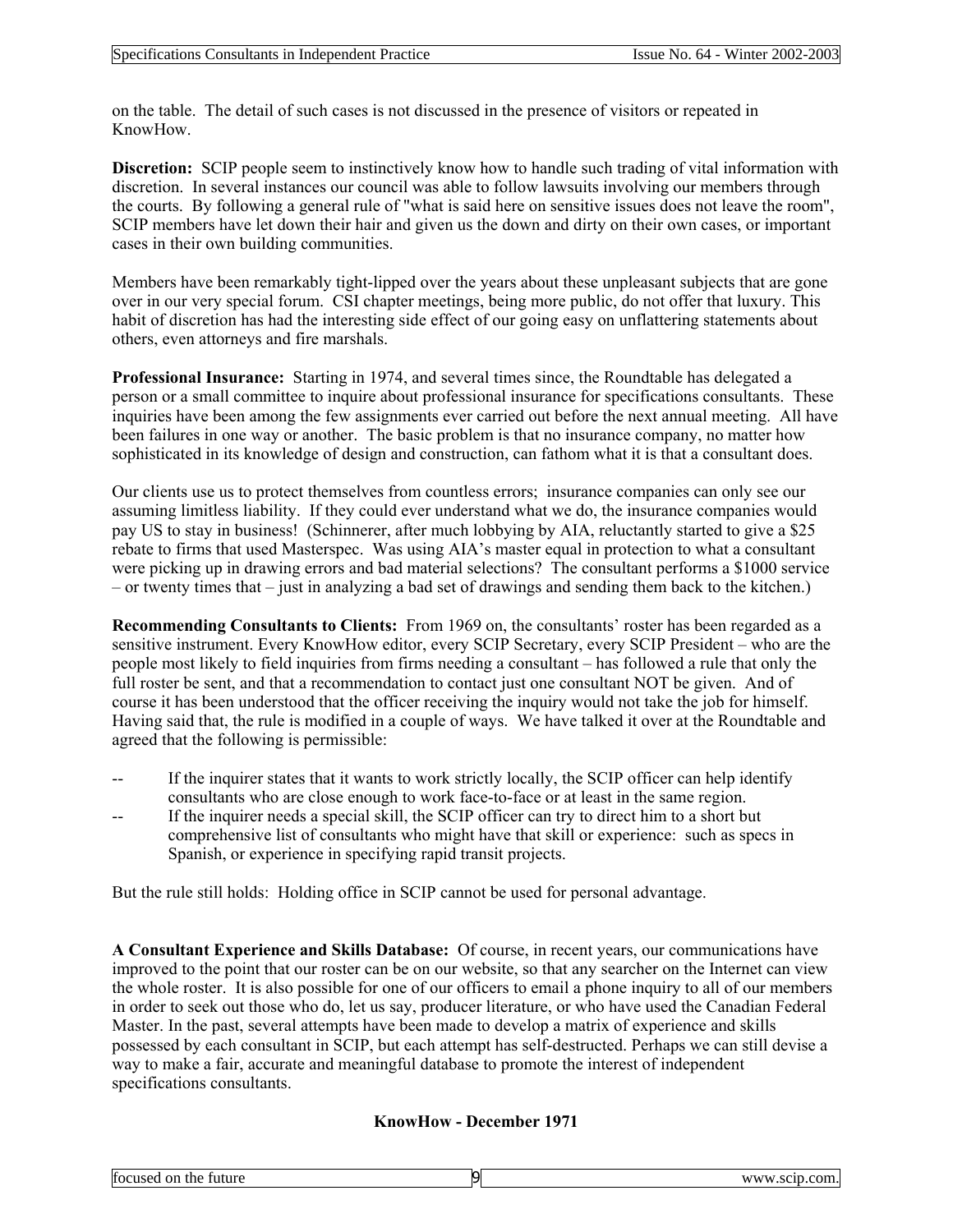on the table. The detail of such cases is not discussed in the presence of visitors or repeated in KnowHow.

**Discretion:** SCIP people seem to instinctively know how to handle such trading of vital information with discretion. In several instances our council was able to follow lawsuits involving our members through the courts. By following a general rule of "what is said here on sensitive issues does not leave the room", SCIP members have let down their hair and given us the down and dirty on their own cases, or important cases in their own building communities.

Members have been remarkably tight-lipped over the years about these unpleasant subjects that are gone over in our very special forum. CSI chapter meetings, being more public, do not offer that luxury. This habit of discretion has had the interesting side effect of our going easy on unflattering statements about others, even attorneys and fire marshals.

**Professional Insurance:** Starting in 1974, and several times since, the Roundtable has delegated a person or a small committee to inquire about professional insurance for specifications consultants. These inquiries have been among the few assignments ever carried out before the next annual meeting. All have been failures in one way or another. The basic problem is that no insurance company, no matter how sophisticated in its knowledge of design and construction, can fathom what it is that a consultant does.

Our clients use us to protect themselves from countless errors; insurance companies can only see our assuming limitless liability. If they could ever understand what we do, the insurance companies would pay US to stay in business! (Schinnerer, after much lobbying by AIA, reluctantly started to give a $25 rebate to firms that used Masterspec. Was using AIA's master equal in protection to what a consultant were picking up in drawing errors and bad material selections? The consultant performs a $1000 service – or twenty times that – just in analyzing a bad set of drawings and sending them back to the kitchen.)

**Recommending Consultants to Clients:** From 1969 on, the consultants' roster has been regarded as a sensitive instrument. Every KnowHow editor, every SCIP Secretary, every SCIP President – who are the people most likely to field inquiries from firms needing a consultant – has followed a rule that only the full roster be sent, and that a recommendation to contact just one consultant NOT be given. And of course it has been understood that the officer receiving the inquiry would not take the job for himself. Having said that, the rule is modified in a couple of ways. We have talked it over at the Roundtable and agreed that the following is permissible:

-- If the inquirer states that it wants to work strictly locally, the SCIP officer can help identify consultants who are close enough to work face-to-face or at least in the same region.

-- If the inquirer needs a special skill, the SCIP officer can try to direct him to a short but comprehensive list of consultants who might have that skill or experience: such as specs in Spanish, or experience in specifying rapid transit projects.

But the rule still holds: Holding office in SCIP cannot be used for personal advantage.

**A Consultant Experience and Skills Database:** Of course, in recent years, our communications have improved to the point that our roster can be on our website, so that any searcher on the Internet can view the whole roster. It is also possible for one of our officers to email a phone inquiry to all of our members in order to seek out those who do, let us say, producer literature, or who have used the Canadian Federal Master. In the past, several attempts have been made to develop a matrix of experience and skills possessed by each consultant in SCIP, but each attempt has self-destructed. Perhaps we can still devise a way to make a fair, accurate and meaningful database to promote the interest of independent specifications consultants.

## KnowHow - December 1971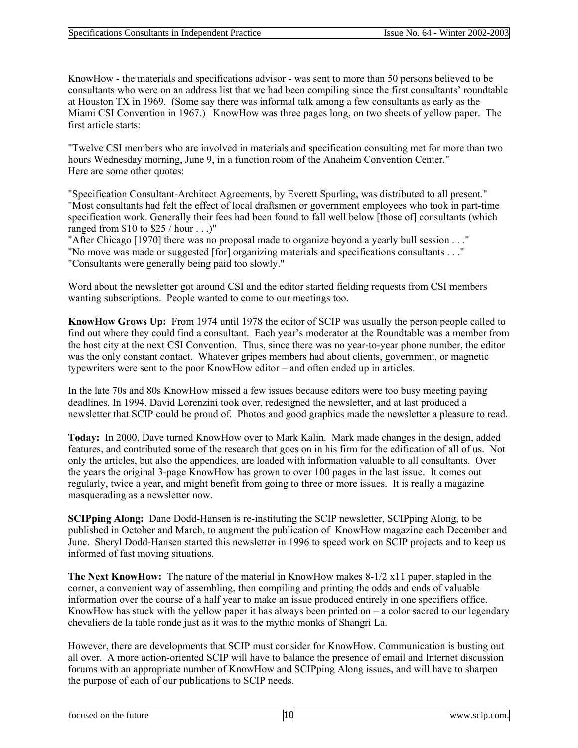KnowHow - the materials and specifications advisor - was sent to more than 50 persons believed to be consultants who were on an address list that we had been compiling since the first consultants' roundtable at Houston TX in 1969. (Some say there was informal talk among a few consultants as early as the Miami CSI Convention in 1967.) KnowHow was three pages long, on two sheets of yellow paper. The first article starts:

"Twelve CSI members who are involved in materials and specification consulting met for more than two hours Wednesday morning, June 9, in a function room of the Anaheim Convention Center."
Here are some other quotes:

"Specification Consultant-Architect Agreements, by Everett Spurling, was distributed to all present."
"Most consultants had felt the effect of local draftsmen or government employees who took in part-time specification work. Generally their fees had been found to fall well below [those of] consultants (which ranged from $10 to $25 / hour . . .)"
"After Chicago [1970] there was no proposal made to organize beyond a yearly bull session . . ."
"No move was made or suggested [for] organizing materials and specifications consultants . . ."
"Consultants were generally being paid too slowly."

Word about the newsletter got around CSI and the editor started fielding requests from CSI members wanting subscriptions. People wanted to come to our meetings too.

**KnowHow Grows Up:** From 1974 until 1978 the editor of SCIP was usually the person people called to find out where they could find a consultant. Each year's moderator at the Roundtable was a member from the host city at the next CSI Convention. Thus, since there was no year-to-year phone number, the editor was the only constant contact. Whatever gripes members had about clients, government, or magnetic typewriters were sent to the poor KnowHow editor – and often ended up in articles.

In the late 70s and 80s KnowHow missed a few issues because editors were too busy meeting paying deadlines. In 1994. David Lorenzini took over, redesigned the newsletter, and at last produced a newsletter that SCIP could be proud of. Photos and good graphics made the newsletter a pleasure to read.

**Today:** In 2000, Dave turned KnowHow over to Mark Kalin. Mark made changes in the design, added features, and contributed some of the research that goes on in his firm for the edification of all of us. Not only the articles, but also the appendices, are loaded with information valuable to all consultants. Over the years the original 3-page KnowHow has grown to over 100 pages in the last issue. It comes out regularly, twice a year, and might benefit from going to three or more issues. It is really a magazine masquerading as a newsletter now.

**SCIPping Along:** Dane Dodd-Hansen is re-instituting the SCIP newsletter, SCIPping Along, to be published in October and March, to augment the publication of KnowHow magazine each December and June. Sheryl Dodd-Hansen started this newsletter in 1996 to speed work on SCIP projects and to keep us informed of fast moving situations.

**The Next KnowHow:** The nature of the material in KnowHow makes 8-1/2 x11 paper, stapled in the corner, a convenient way of assembling, then compiling and printing the odds and ends of valuable information over the course of a half year to make an issue produced entirely in one specifiers office. KnowHow has stuck with the yellow paper it has always been printed on – a color sacred to our legendary chevaliers de la table ronde just as it was to the mythic monks of Shangri La.

However, there are developments that SCIP must consider for KnowHow. Communication is busting out all over. A more action-oriented SCIP will have to balance the presence of email and Internet discussion forums with an appropriate number of KnowHow and SCIPping Along issues, and will have to sharpen the purpose of each of our publications to SCIP needs.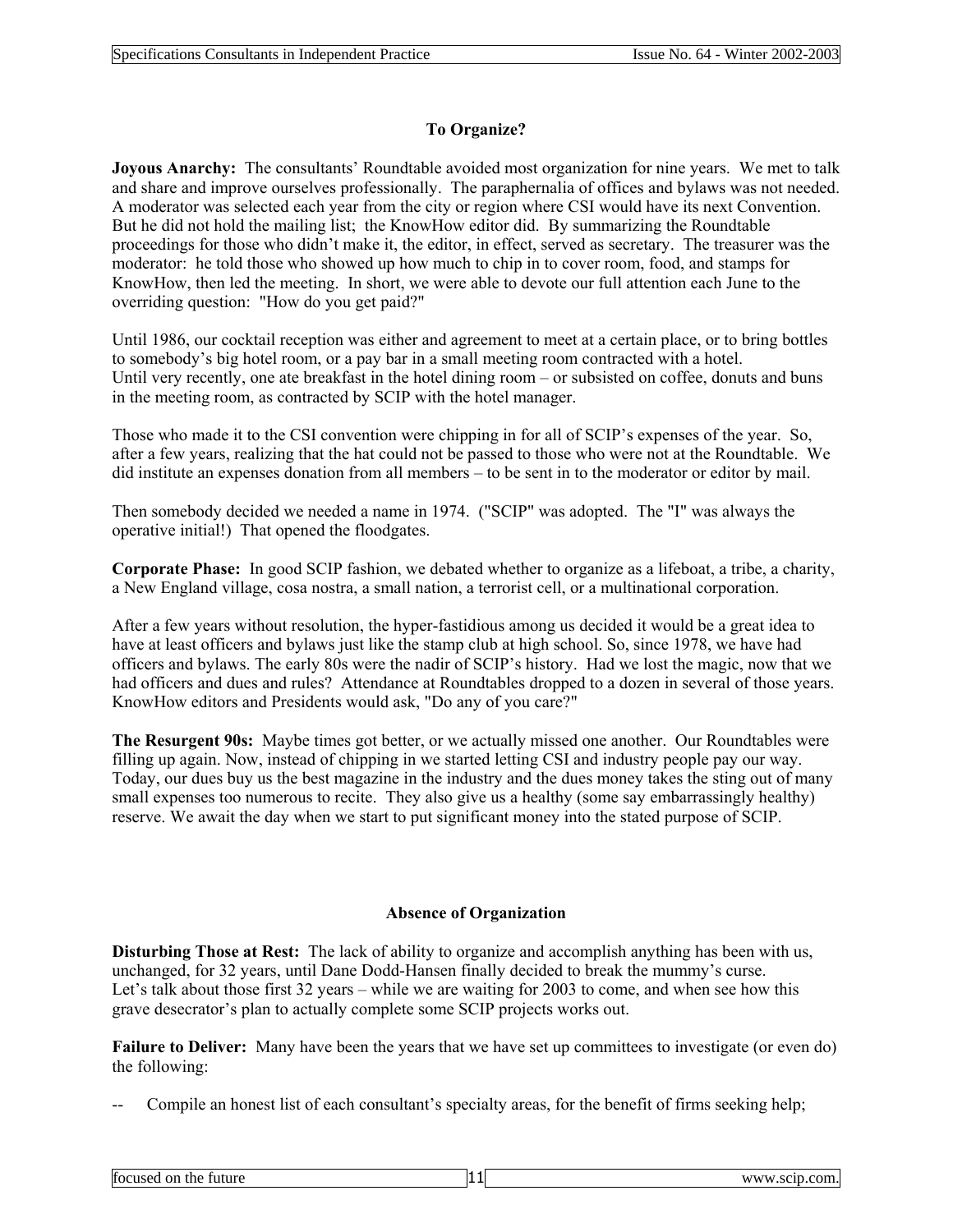## To Organize?

**Joyous Anarchy:** The consultants' Roundtable avoided most organization for nine years. We met to talk and share and improve ourselves professionally. The paraphernalia of offices and bylaws was not needed. A moderator was selected each year from the city or region where CSI would have its next Convention. But he did not hold the mailing list; the KnowHow editor did. By summarizing the Roundtable proceedings for those who didn't make it, the editor, in effect, served as secretary. The treasurer was the moderator: he told those who showed up how much to chip in to cover room, food, and stamps for KnowHow, then led the meeting. In short, we were able to devote our full attention each June to the overriding question: "How do you get paid?"

Until 1986, our cocktail reception was either and agreement to meet at a certain place, or to bring bottles to somebody's big hotel room, or a pay bar in a small meeting room contracted with a hotel. Until very recently, one ate breakfast in the hotel dining room – or subsisted on coffee, donuts and buns in the meeting room, as contracted by SCIP with the hotel manager.

Those who made it to the CSI convention were chipping in for all of SCIP's expenses of the year. So, after a few years, realizing that the hat could not be passed to those who were not at the Roundtable. We did institute an expenses donation from all members – to be sent in to the moderator or editor by mail.

Then somebody decided we needed a name in 1974. ("SCIP" was adopted. The "I" was always the operative initial!) That opened the floodgates.

**Corporate Phase:** In good SCIP fashion, we debated whether to organize as a lifeboat, a tribe, a charity, a New England village, cosa nostra, a small nation, a terrorist cell, or a multinational corporation.

After a few years without resolution, the hyper-fastidious among us decided it would be a great idea to have at least officers and bylaws just like the stamp club at high school. So, since 1978, we have had officers and bylaws. The early 80s were the nadir of SCIP's history. Had we lost the magic, now that we had officers and dues and rules? Attendance at Roundtables dropped to a dozen in several of those years. KnowHow editors and Presidents would ask, "Do any of you care?"

**The Resurgent 90s:** Maybe times got better, or we actually missed one another. Our Roundtables were filling up again. Now, instead of chipping in we started letting CSI and industry people pay our way. Today, our dues buy us the best magazine in the industry and the dues money takes the sting out of many small expenses too numerous to recite. They also give us a healthy (some say embarrassingly healthy) reserve. We await the day when we start to put significant money into the stated purpose of SCIP.

## Absence of Organization

**Disturbing Those at Rest:** The lack of ability to organize and accomplish anything has been with us, unchanged, for 32 years, until Dane Dodd-Hansen finally decided to break the mummy's curse. Let's talk about those first 32 years – while we are waiting for 2003 to come, and when see how this grave desecrator's plan to actually complete some SCIP projects works out.

**Failure to Deliver:** Many have been the years that we have set up committees to investigate (or even do) the following:

-- Compile an honest list of each consultant's specialty areas, for the benefit of firms seeking help;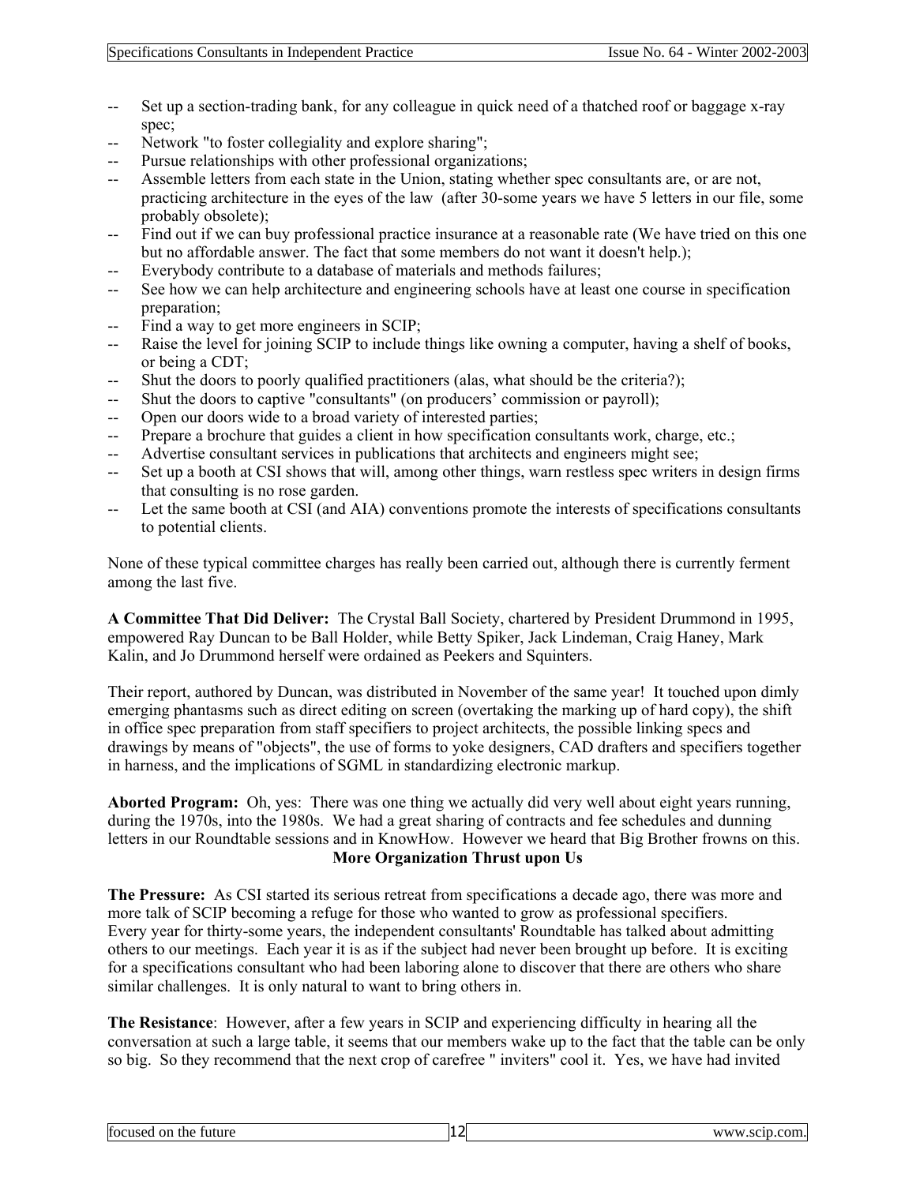-- Set up a section-trading bank, for any colleague in quick need of a thatched roof or baggage x-ray spec;
-- Network "to foster collegiality and explore sharing";
-- Pursue relationships with other professional organizations;
-- Assemble letters from each state in the Union, stating whether spec consultants are, or are not, practicing architecture in the eyes of the law (after 30-some years we have 5 letters in our file, some probably obsolete);
-- Find out if we can buy professional practice insurance at a reasonable rate (We have tried on this one but no affordable answer. The fact that some members do not want it doesn't help.);
-- Everybody contribute to a database of materials and methods failures;
-- See how we can help architecture and engineering schools have at least one course in specification preparation;
-- Find a way to get more engineers in SCIP;
-- Raise the level for joining SCIP to include things like owning a computer, having a shelf of books, or being a CDT;
-- Shut the doors to poorly qualified practitioners (alas, what should be the criteria?);
-- Shut the doors to captive "consultants" (on producers' commission or payroll);
-- Open our doors wide to a broad variety of interested parties;
-- Prepare a brochure that guides a client in how specification consultants work, charge, etc.;
-- Advertise consultant services in publications that architects and engineers might see;
-- Set up a booth at CSI shows that will, among other things, warn restless spec writers in design firms that consulting is no rose garden.
-- Let the same booth at CSI (and AIA) conventions promote the interests of specifications consultants to potential clients.

None of these typical committee charges has really been carried out, although there is currently ferment among the last five.

**A Committee That Did Deliver:** The Crystal Ball Society, chartered by President Drummond in 1995, empowered Ray Duncan to be Ball Holder, while Betty Spiker, Jack Lindeman, Craig Haney, Mark Kalin, and Jo Drummond herself were ordained as Peekers and Squinters.

Their report, authored by Duncan, was distributed in November of the same year! It touched upon dimly emerging phantasms such as direct editing on screen (overtaking the marking up of hard copy), the shift in office spec preparation from staff specifiers to project architects, the possible linking specs and drawings by means of "objects", the use of forms to yoke designers, CAD drafters and specifiers together in harness, and the implications of SGML in standardizing electronic markup.

**Aborted Program:** Oh, yes: There was one thing we actually did very well about eight years running, during the 1970s, into the 1980s. We had a great sharing of contracts and fee schedules and dunning letters in our Roundtable sessions and in KnowHow. However we heard that Big Brother frowns on this.

## More Organization Thrust upon Us

**The Pressure:** As CSI started its serious retreat from specifications a decade ago, there was more and more talk of SCIP becoming a refuge for those who wanted to grow as professional specifiers. Every year for thirty-some years, the independent consultants' Roundtable has talked about admitting others to our meetings. Each year it is as if the subject had never been brought up before. It is exciting for a specifications consultant who had been laboring alone to discover that there are others who share similar challenges. It is only natural to want to bring others in.

**The Resistance**: However, after a few years in SCIP and experiencing difficulty in hearing all the conversation at such a large table, it seems that our members wake up to the fact that the table can be only so big. So they recommend that the next crop of carefree " inviters" cool it. Yes, we have had invited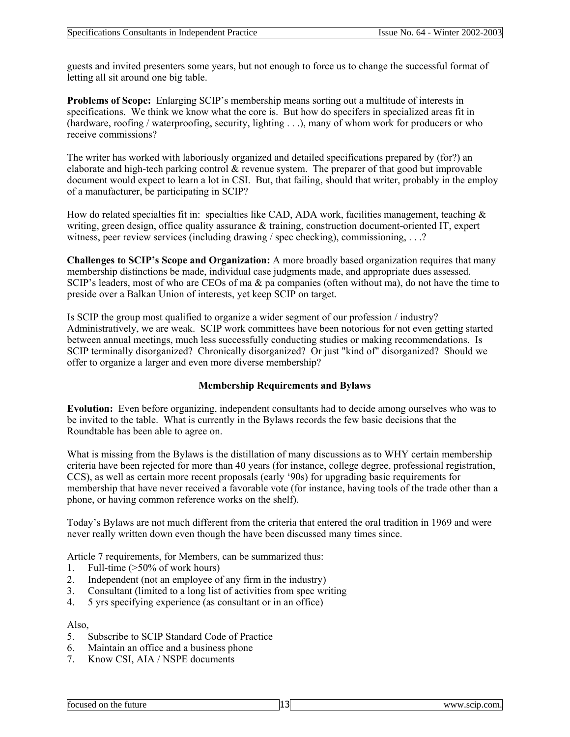guests and invited presenters some years, but not enough to force us to change the successful format of letting all sit around one big table.

**Problems of Scope:** Enlarging SCIP's membership means sorting out a multitude of interests in specifications. We think we know what the core is. But how do specifers in specialized areas fit in (hardware, roofing / waterproofing, security, lighting . . .), many of whom work for producers or who receive commissions?

The writer has worked with laboriously organized and detailed specifications prepared by (for?) an elaborate and high-tech parking control & revenue system. The preparer of that good but improvable document would expect to learn a lot in CSI. But, that failing, should that writer, probably in the employ of a manufacturer, be participating in SCIP?

How do related specialties fit in: specialties like CAD, ADA work, facilities management, teaching & writing, green design, office quality assurance & training, construction document-oriented IT, expert witness, peer review services (including drawing / spec checking), commissioning, . . .?

**Challenges to SCIP's Scope and Organization:** A more broadly based organization requires that many membership distinctions be made, individual case judgments made, and appropriate dues assessed. SCIP's leaders, most of who are CEOs of ma & pa companies (often without ma), do not have the time to preside over a Balkan Union of interests, yet keep SCIP on target.

Is SCIP the group most qualified to organize a wider segment of our profession / industry? Administratively, we are weak. SCIP work committees have been notorious for not even getting started between annual meetings, much less successfully conducting studies or making recommendations. Is SCIP terminally disorganized? Chronically disorganized? Or just "kind of" disorganized? Should we offer to organize a larger and even more diverse membership?

### Membership Requirements and Bylaws

**Evolution:** Even before organizing, independent consultants had to decide among ourselves who was to be invited to the table. What is currently in the Bylaws records the few basic decisions that the Roundtable has been able to agree on.

What is missing from the Bylaws is the distillation of many discussions as to WHY certain membership criteria have been rejected for more than 40 years (for instance, college degree, professional registration, CCS), as well as certain more recent proposals (early '90s) for upgrading basic requirements for membership that have never received a favorable vote (for instance, having tools of the trade other than a phone, or having common reference works on the shelf).

Today's Bylaws are not much different from the criteria that entered the oral tradition in 1969 and were never really written down even though the have been discussed many times since.

Article 7 requirements, for Members, can be summarized thus:

1. Full-time (>50% of work hours)
2. Independent (not an employee of any firm in the industry)
3. Consultant (limited to a long list of activities from spec writing
4. 5 yrs specifying experience (as consultant or in an office)

Also,

5. Subscribe to SCIP Standard Code of Practice
6. Maintain an office and a business phone
7. Know CSI, AIA / NSPE documents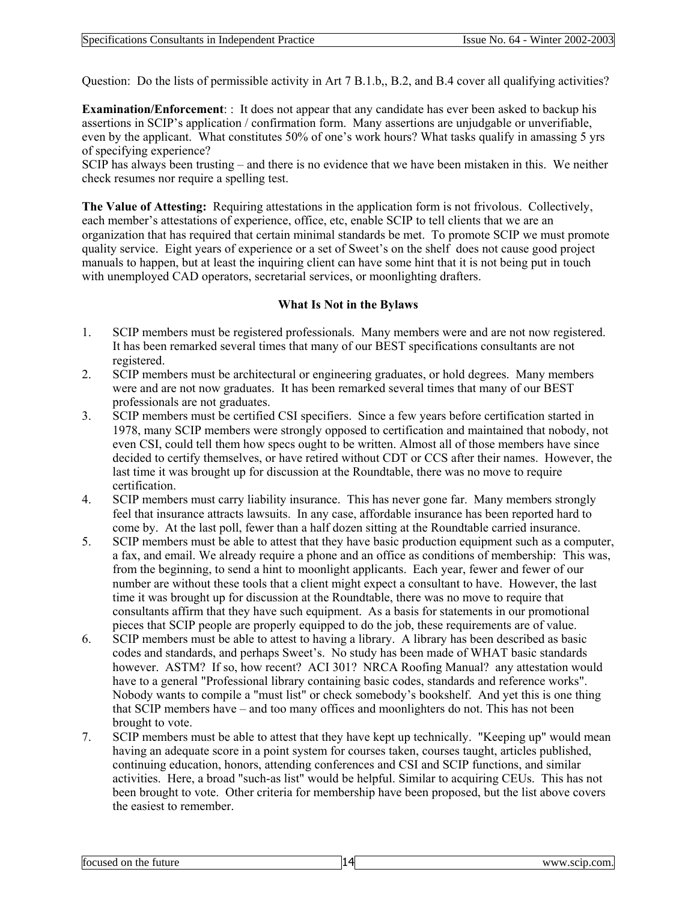Question: Do the lists of permissible activity in Art 7 B.1.b,, B.2, and B.4 cover all qualifying activities?

**Examination/Enforcement**: : It does not appear that any candidate has ever been asked to backup his assertions in SCIP's application / confirmation form. Many assertions are unjudgable or unverifiable, even by the applicant. What constitutes 50% of one's work hours? What tasks qualify in amassing 5 yrs of specifying experience?
SCIP has always been trusting – and there is no evidence that we have been mistaken in this. We neither check resumes nor require a spelling test.

**The Value of Attesting:** Requiring attestations in the application form is not frivolous. Collectively, each member's attestations of experience, office, etc, enable SCIP to tell clients that we are an organization that has required that certain minimal standards be met. To promote SCIP we must promote quality service. Eight years of experience or a set of Sweet's on the shelf does not cause good project manuals to happen, but at least the inquiring client can have some hint that it is not being put in touch with unemployed CAD operators, secretarial services, or moonlighting drafters.

**What Is Not in the Bylaws**

1. SCIP members must be registered professionals. Many members were and are not now registered. It has been remarked several times that many of our BEST specifications consultants are not registered.
2. SCIP members must be architectural or engineering graduates, or hold degrees. Many members were and are not now graduates. It has been remarked several times that many of our BEST professionals are not graduates.
3. SCIP members must be certified CSI specifiers. Since a few years before certification started in 1978, many SCIP members were strongly opposed to certification and maintained that nobody, not even CSI, could tell them how specs ought to be written. Almost all of those members have since decided to certify themselves, or have retired without CDT or CCS after their names. However, the last time it was brought up for discussion at the Roundtable, there was no move to require certification.
4. SCIP members must carry liability insurance. This has never gone far. Many members strongly feel that insurance attracts lawsuits. In any case, affordable insurance has been reported hard to come by. At the last poll, fewer than a half dozen sitting at the Roundtable carried insurance.
5. SCIP members must be able to attest that they have basic production equipment such as a computer, a fax, and email. We already require a phone and an office as conditions of membership: This was, from the beginning, to send a hint to moonlight applicants. Each year, fewer and fewer of our number are without these tools that a client might expect a consultant to have. However, the last time it was brought up for discussion at the Roundtable, there was no move to require that consultants affirm that they have such equipment. As a basis for statements in our promotional pieces that SCIP people are properly equipped to do the job, these requirements are of value.
6. SCIP members must be able to attest to having a library. A library has been described as basic codes and standards, and perhaps Sweet's. No study has been made of WHAT basic standards however. ASTM? If so, how recent? ACI 301? NRCA Roofing Manual? any attestation would have to a general "Professional library containing basic codes, standards and reference works". Nobody wants to compile a "must list" or check somebody's bookshelf. And yet this is one thing that SCIP members have – and too many offices and moonlighters do not. This has not been brought to vote.
7. SCIP members must be able to attest that they have kept up technically. "Keeping up" would mean having an adequate score in a point system for courses taken, courses taught, articles published, continuing education, honors, attending conferences and CSI and SCIP functions, and similar activities. Here, a broad "such-as list" would be helpful. Similar to acquiring CEUs. This has not been brought to vote. Other criteria for membership have been proposed, but the list above covers the easiest to remember.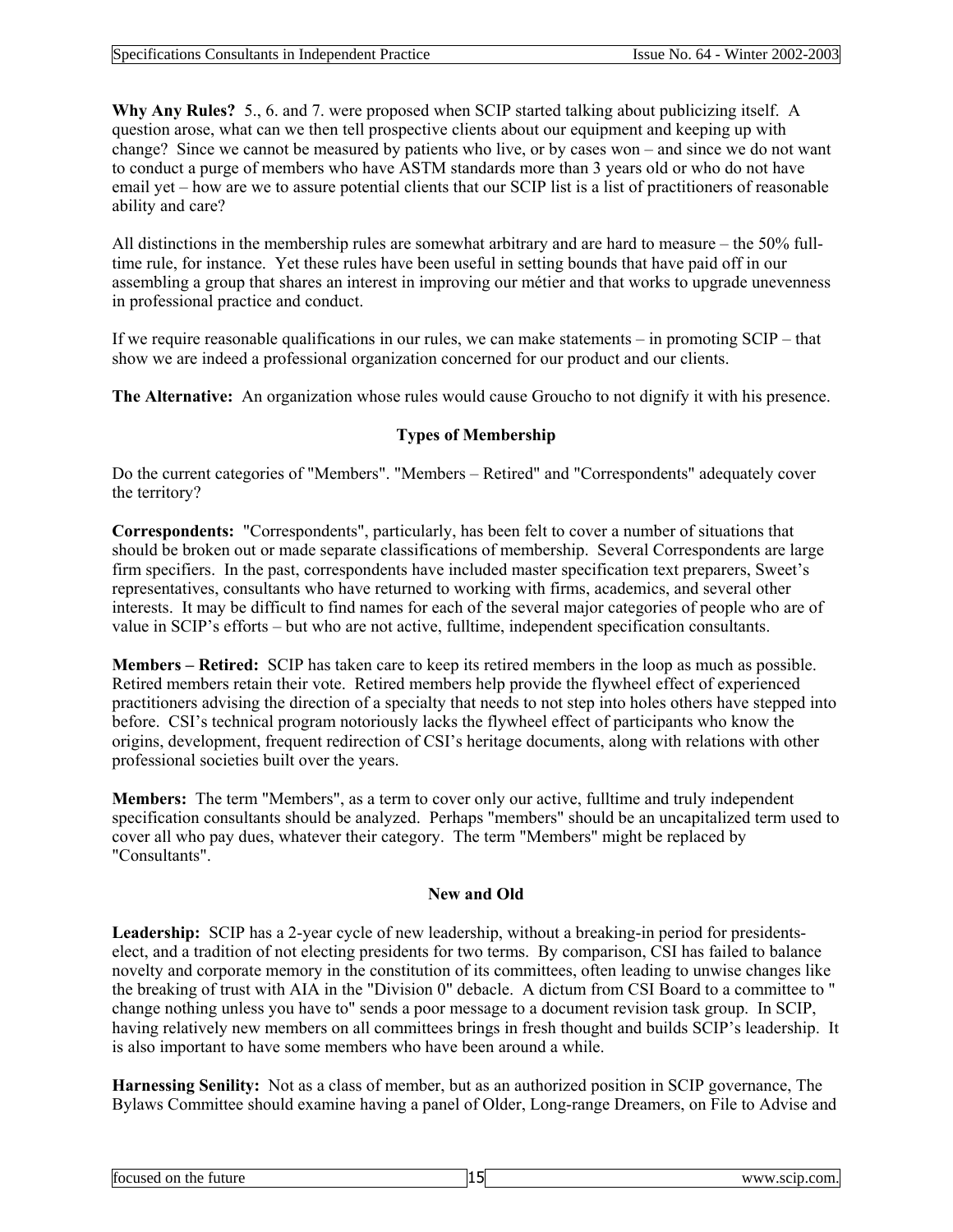**Why Any Rules?** 5., 6. and 7. were proposed when SCIP started talking about publicizing itself. A question arose, what can we then tell prospective clients about our equipment and keeping up with change? Since we cannot be measured by patients who live, or by cases won – and since we do not want to conduct a purge of members who have ASTM standards more than 3 years old or who do not have email yet – how are we to assure potential clients that our SCIP list is a list of practitioners of reasonable ability and care?

All distinctions in the membership rules are somewhat arbitrary and are hard to measure – the 50% full-time rule, for instance. Yet these rules have been useful in setting bounds that have paid off in our assembling a group that shares an interest in improving our métier and that works to upgrade unevenness in professional practice and conduct.

If we require reasonable qualifications in our rules, we can make statements – in promoting SCIP – that show we are indeed a professional organization concerned for our product and our clients.

**The Alternative:** An organization whose rules would cause Groucho to not dignify it with his presence.

### Types of Membership

Do the current categories of "Members". "Members – Retired" and "Correspondents" adequately cover the territory?

**Correspondents:** "Correspondents", particularly, has been felt to cover a number of situations that should be broken out or made separate classifications of membership. Several Correspondents are large firm specifiers. In the past, correspondents have included master specification text preparers, Sweet's representatives, consultants who have returned to working with firms, academics, and several other interests. It may be difficult to find names for each of the several major categories of people who are of value in SCIP's efforts – but who are not active, fulltime, independent specification consultants.

**Members – Retired:** SCIP has taken care to keep its retired members in the loop as much as possible. Retired members retain their vote. Retired members help provide the flywheel effect of experienced practitioners advising the direction of a specialty that needs to not step into holes others have stepped into before. CSI's technical program notoriously lacks the flywheel effect of participants who know the origins, development, frequent redirection of CSI's heritage documents, along with relations with other professional societies built over the years.

**Members:** The term "Members", as a term to cover only our active, fulltime and truly independent specification consultants should be analyzed. Perhaps "members" should be an uncapitalized term used to cover all who pay dues, whatever their category. The term "Members" might be replaced by "Consultants".

### New and Old

**Leadership:** SCIP has a 2-year cycle of new leadership, without a breaking-in period for presidents-elect, and a tradition of not electing presidents for two terms. By comparison, CSI has failed to balance novelty and corporate memory in the constitution of its committees, often leading to unwise changes like the breaking of trust with AIA in the "Division 0" debacle. A dictum from CSI Board to a committee to " change nothing unless you have to" sends a poor message to a document revision task group. In SCIP, having relatively new members on all committees brings in fresh thought and builds SCIP's leadership. It is also important to have some members who have been around a while.

**Harnessing Senility:** Not as a class of member, but as an authorized position in SCIP governance, The Bylaws Committee should examine having a panel of Older, Long-range Dreamers, on File to Advise and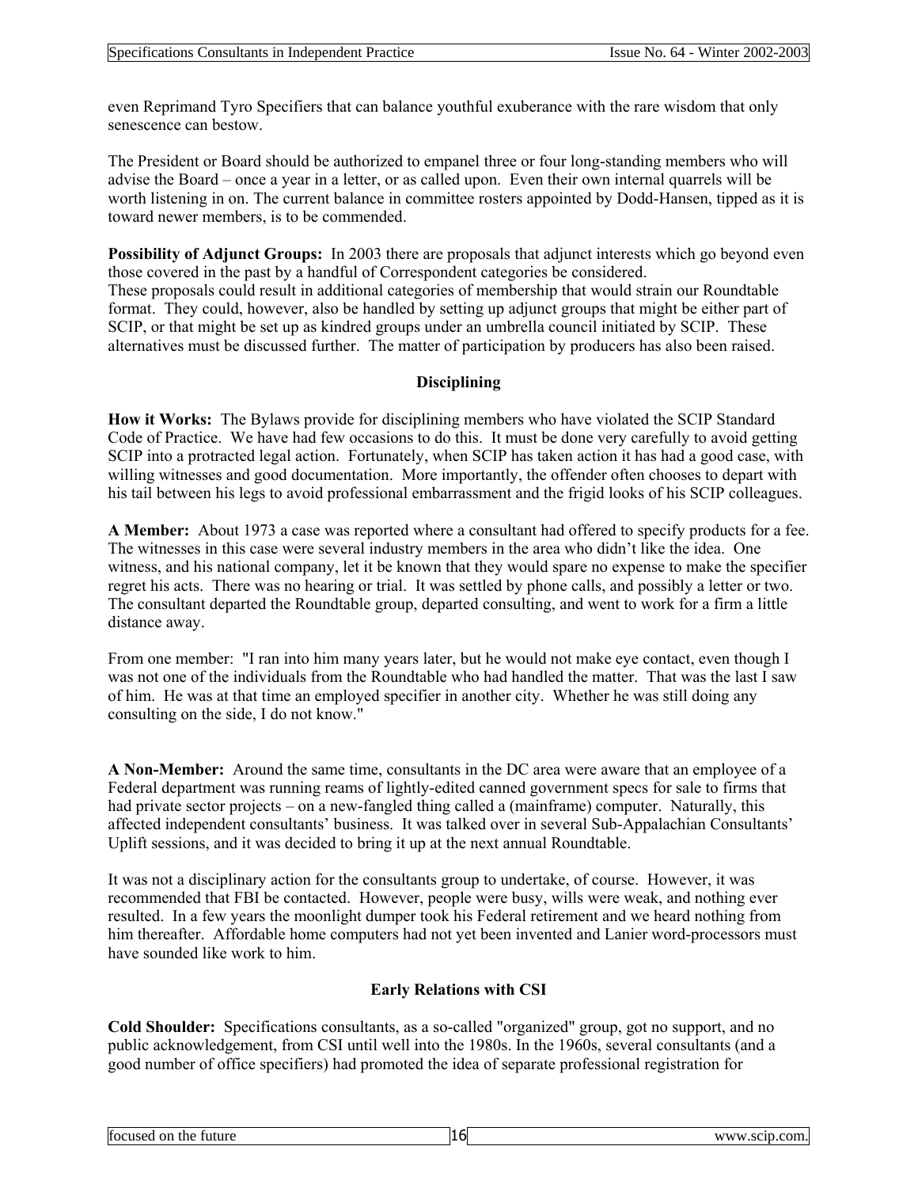even Reprimand Tyro Specifiers that can balance youthful exuberance with the rare wisdom that only senescence can bestow.

The President or Board should be authorized to empanel three or four long-standing members who will advise the Board – once a year in a letter, or as called upon. Even their own internal quarrels will be worth listening in on. The current balance in committee rosters appointed by Dodd-Hansen, tipped as it is toward newer members, is to be commended.

**Possibility of Adjunct Groups:** In 2003 there are proposals that adjunct interests which go beyond even those covered in the past by a handful of Correspondent categories be considered.
These proposals could result in additional categories of membership that would strain our Roundtable format. They could, however, also be handled by setting up adjunct groups that might be either part of SCIP, or that might be set up as kindred groups under an umbrella council initiated by SCIP. These alternatives must be discussed further. The matter of participation by producers has also been raised.

### Disciplining

**How it Works:** The Bylaws provide for disciplining members who have violated the SCIP Standard Code of Practice. We have had few occasions to do this. It must be done very carefully to avoid getting SCIP into a protracted legal action. Fortunately, when SCIP has taken action it has had a good case, with willing witnesses and good documentation. More importantly, the offender often chooses to depart with his tail between his legs to avoid professional embarrassment and the frigid looks of his SCIP colleagues.

**A Member:** About 1973 a case was reported where a consultant had offered to specify products for a fee. The witnesses in this case were several industry members in the area who didn't like the idea. One witness, and his national company, let it be known that they would spare no expense to make the specifier regret his acts. There was no hearing or trial. It was settled by phone calls, and possibly a letter or two. The consultant departed the Roundtable group, departed consulting, and went to work for a firm a little distance away.

From one member: "I ran into him many years later, but he would not make eye contact, even though I was not one of the individuals from the Roundtable who had handled the matter. That was the last I saw of him. He was at that time an employed specifier in another city. Whether he was still doing any consulting on the side, I do not know."

**A Non-Member:** Around the same time, consultants in the DC area were aware that an employee of a Federal department was running reams of lightly-edited canned government specs for sale to firms that had private sector projects – on a new-fangled thing called a (mainframe) computer. Naturally, this affected independent consultants' business. It was talked over in several Sub-Appalachian Consultants' Uplift sessions, and it was decided to bring it up at the next annual Roundtable.

It was not a disciplinary action for the consultants group to undertake, of course. However, it was recommended that FBI be contacted. However, people were busy, wills were weak, and nothing ever resulted. In a few years the moonlight dumper took his Federal retirement and we heard nothing from him thereafter. Affordable home computers had not yet been invented and Lanier word-processors must have sounded like work to him.

### Early Relations with CSI

**Cold Shoulder:** Specifications consultants, as a so-called "organized" group, got no support, and no public acknowledgement, from CSI until well into the 1980s. In the 1960s, several consultants (and a good number of office specifiers) had promoted the idea of separate professional registration for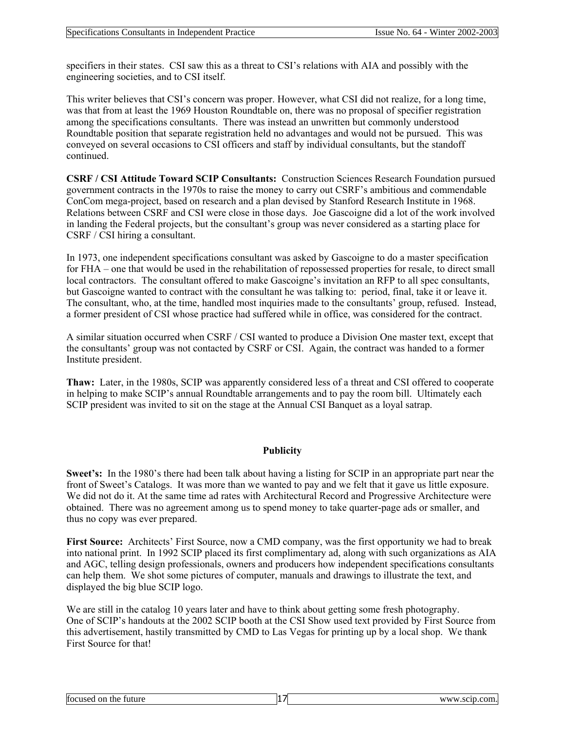specifiers in their states. CSI saw this as a threat to CSI's relations with AIA and possibly with the engineering societies, and to CSI itself.

This writer believes that CSI's concern was proper. However, what CSI did not realize, for a long time, was that from at least the 1969 Houston Roundtable on, there was no proposal of specifier registration among the specifications consultants. There was instead an unwritten but commonly understood Roundtable position that separate registration held no advantages and would not be pursued. This was conveyed on several occasions to CSI officers and staff by individual consultants, but the standoff continued.

**CSRF / CSI Attitude Toward SCIP Consultants:** Construction Sciences Research Foundation pursued government contracts in the 1970s to raise the money to carry out CSRF's ambitious and commendable ConCom mega-project, based on research and a plan devised by Stanford Research Institute in 1968. Relations between CSRF and CSI were close in those days. Joe Gascoigne did a lot of the work involved in landing the Federal projects, but the consultant's group was never considered as a starting place for CSRF / CSI hiring a consultant.

In 1973, one independent specifications consultant was asked by Gascoigne to do a master specification for FHA – one that would be used in the rehabilitation of repossessed properties for resale, to direct small local contractors. The consultant offered to make Gascoigne's invitation an RFP to all spec consultants, but Gascoigne wanted to contract with the consultant he was talking to: period, final, take it or leave it. The consultant, who, at the time, handled most inquiries made to the consultants' group, refused. Instead, a former president of CSI whose practice had suffered while in office, was considered for the contract.

A similar situation occurred when CSRF / CSI wanted to produce a Division One master text, except that the consultants' group was not contacted by CSRF or CSI. Again, the contract was handed to a former Institute president.

**Thaw:** Later, in the 1980s, SCIP was apparently considered less of a threat and CSI offered to cooperate in helping to make SCIP's annual Roundtable arrangements and to pay the room bill. Ultimately each SCIP president was invited to sit on the stage at the Annual CSI Banquet as a loyal satrap.

## Publicity

**Sweet's:** In the 1980's there had been talk about having a listing for SCIP in an appropriate part near the front of Sweet's Catalogs. It was more than we wanted to pay and we felt that it gave us little exposure. We did not do it. At the same time ad rates with Architectural Record and Progressive Architecture were obtained. There was no agreement among us to spend money to take quarter-page ads or smaller, and thus no copy was ever prepared.

**First Source:** Architects' First Source, now a CMD company, was the first opportunity we had to break into national print. In 1992 SCIP placed its first complimentary ad, along with such organizations as AIA and AGC, telling design professionals, owners and producers how independent specifications consultants can help them. We shot some pictures of computer, manuals and drawings to illustrate the text, and displayed the big blue SCIP logo.

We are still in the catalog 10 years later and have to think about getting some fresh photography. One of SCIP's handouts at the 2002 SCIP booth at the CSI Show used text provided by First Source from this advertisement, hastily transmitted by CMD to Las Vegas for printing up by a local shop. We thank First Source for that!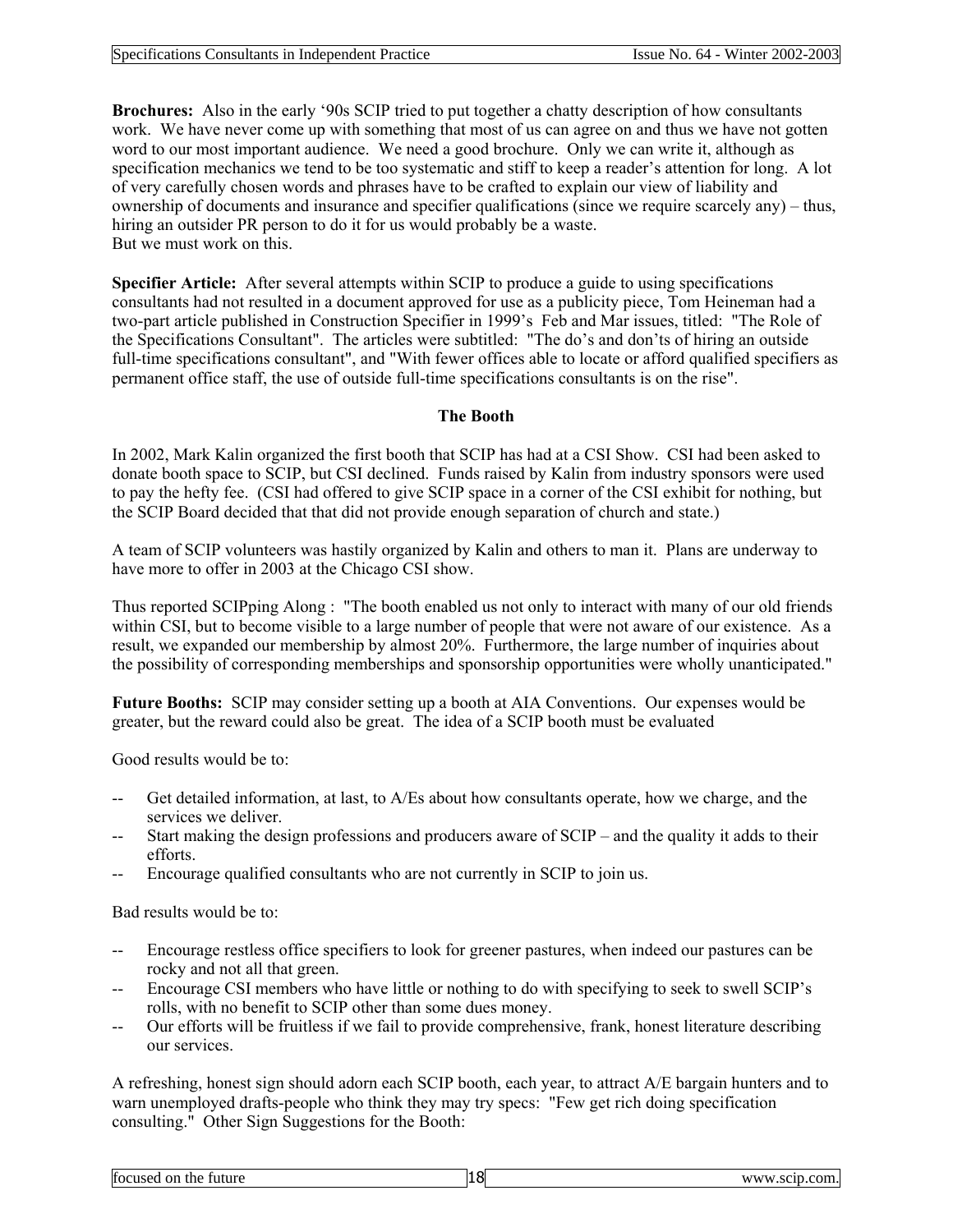**Brochures:** Also in the early '90s SCIP tried to put together a chatty description of how consultants work. We have never come up with something that most of us can agree on and thus we have not gotten word to our most important audience. We need a good brochure. Only we can write it, although as specification mechanics we tend to be too systematic and stiff to keep a reader's attention for long. A lot of very carefully chosen words and phrases have to be crafted to explain our view of liability and ownership of documents and insurance and specifier qualifications (since we require scarcely any) – thus, hiring an outsider PR person to do it for us would probably be a waste.
But we must work on this.

**Specifier Article:** After several attempts within SCIP to produce a guide to using specifications consultants had not resulted in a document approved for use as a publicity piece, Tom Heineman had a two-part article published in Construction Specifier in 1999's Feb and Mar issues, titled: "The Role of the Specifications Consultant". The articles were subtitled: "The do's and don'ts of hiring an outside full-time specifications consultant", and "With fewer offices able to locate or afford qualified specifiers as permanent office staff, the use of outside full-time specifications consultants is on the rise".

**The Booth**

In 2002, Mark Kalin organized the first booth that SCIP has had at a CSI Show. CSI had been asked to donate booth space to SCIP, but CSI declined. Funds raised by Kalin from industry sponsors were used to pay the hefty fee. (CSI had offered to give SCIP space in a corner of the CSI exhibit for nothing, but the SCIP Board decided that that did not provide enough separation of church and state.)

A team of SCIP volunteers was hastily organized by Kalin and others to man it. Plans are underway to have more to offer in 2003 at the Chicago CSI show.

Thus reported SCIPping Along : "The booth enabled us not only to interact with many of our old friends within CSI, but to become visible to a large number of people that were not aware of our existence. As a result, we expanded our membership by almost 20%. Furthermore, the large number of inquiries about the possibility of corresponding memberships and sponsorship opportunities were wholly unanticipated."

**Future Booths:** SCIP may consider setting up a booth at AIA Conventions. Our expenses would be greater, but the reward could also be great. The idea of a SCIP booth must be evaluated

Good results would be to:

-- Get detailed information, at last, to A/Es about how consultants operate, how we charge, and the services we deliver.
-- Start making the design professions and producers aware of SCIP – and the quality it adds to their efforts.
-- Encourage qualified consultants who are not currently in SCIP to join us.

Bad results would be to:

-- Encourage restless office specifiers to look for greener pastures, when indeed our pastures can be rocky and not all that green.
-- Encourage CSI members who have little or nothing to do with specifying to seek to swell SCIP's rolls, with no benefit to SCIP other than some dues money.
-- Our efforts will be fruitless if we fail to provide comprehensive, frank, honest literature describing our services.

A refreshing, honest sign should adorn each SCIP booth, each year, to attract A/E bargain hunters and to warn unemployed drafts-people who think they may try specs: "Few get rich doing specification consulting." Other Sign Suggestions for the Booth: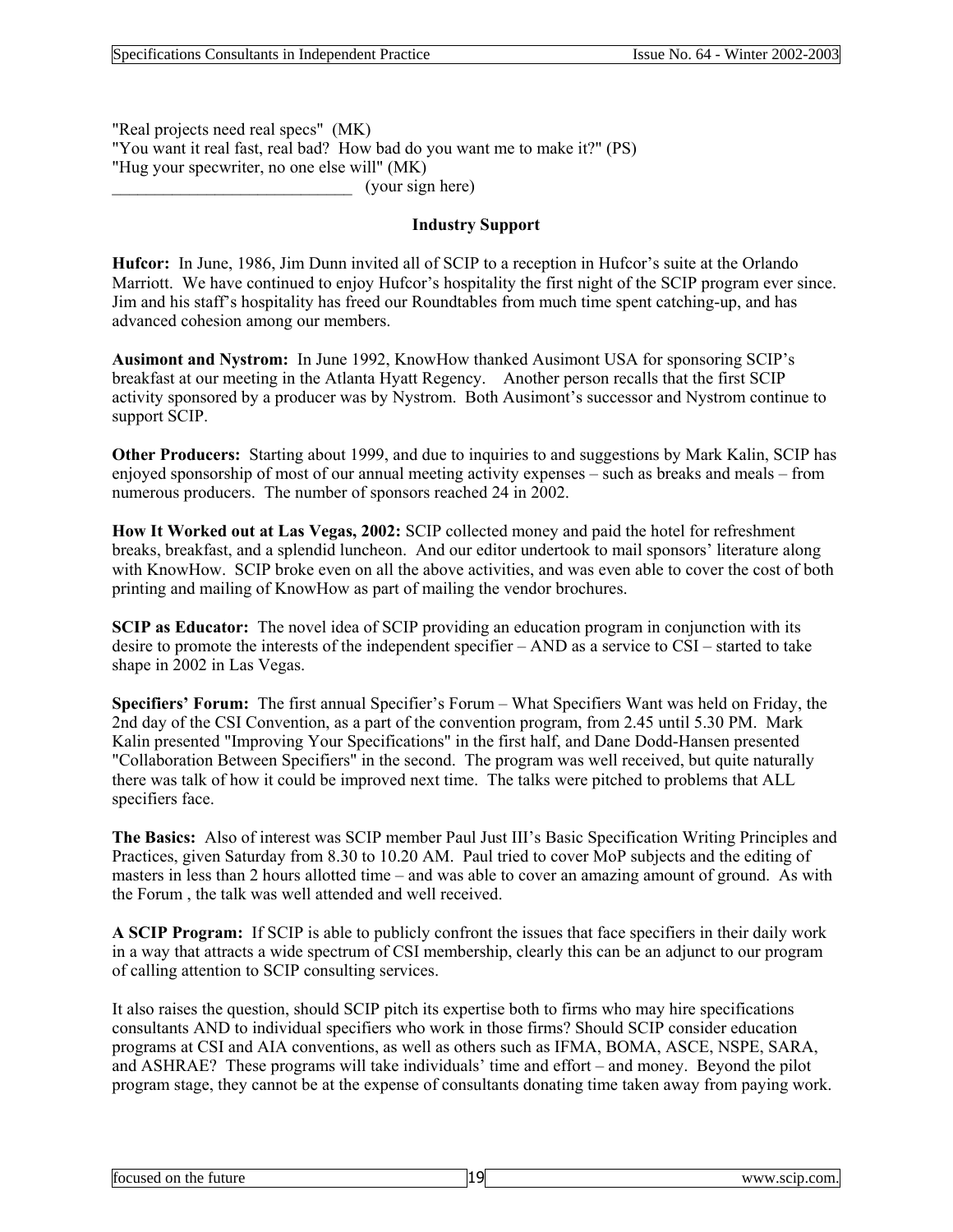"Real projects need real specs"  (MK)
"You want it real fast, real bad?  How bad do you want me to make it?" (PS)
"Hug your specwriter, no one else will" (MK)
_____________________________ (your sign here)

## Industry Support

**Hufcor:** In June, 1986, Jim Dunn invited all of SCIP to a reception in Hufcor's suite at the Orlando Marriott. We have continued to enjoy Hufcor's hospitality the first night of the SCIP program ever since. Jim and his staff's hospitality has freed our Roundtables from much time spent catching-up, and has advanced cohesion among our members.

**Ausimont and Nystrom:** In June 1992, KnowHow thanked Ausimont USA for sponsoring SCIP's breakfast at our meeting in the Atlanta Hyatt Regency. Another person recalls that the first SCIP activity sponsored by a producer was by Nystrom. Both Ausimont's successor and Nystrom continue to support SCIP.

**Other Producers:** Starting about 1999, and due to inquiries to and suggestions by Mark Kalin, SCIP has enjoyed sponsorship of most of our annual meeting activity expenses – such as breaks and meals – from numerous producers. The number of sponsors reached 24 in 2002.

**How It Worked out at Las Vegas, 2002:** SCIP collected money and paid the hotel for refreshment breaks, breakfast, and a splendid luncheon. And our editor undertook to mail sponsors' literature along with KnowHow. SCIP broke even on all the above activities, and was even able to cover the cost of both printing and mailing of KnowHow as part of mailing the vendor brochures.

**SCIP as Educator:** The novel idea of SCIP providing an education program in conjunction with its desire to promote the interests of the independent specifier – AND as a service to CSI – started to take shape in 2002 in Las Vegas.

**Specifiers' Forum:** The first annual Specifier's Forum – What Specifiers Want was held on Friday, the 2nd day of the CSI Convention, as a part of the convention program, from 2.45 until 5.30 PM. Mark Kalin presented "Improving Your Specifications" in the first half, and Dane Dodd-Hansen presented "Collaboration Between Specifiers" in the second. The program was well received, but quite naturally there was talk of how it could be improved next time. The talks were pitched to problems that ALL specifiers face.

**The Basics:** Also of interest was SCIP member Paul Just III's Basic Specification Writing Principles and Practices, given Saturday from 8.30 to 10.20 AM. Paul tried to cover MoP subjects and the editing of masters in less than 2 hours allotted time – and was able to cover an amazing amount of ground. As with the Forum , the talk was well attended and well received.

**A SCIP Program:** If SCIP is able to publicly confront the issues that face specifiers in their daily work in a way that attracts a wide spectrum of CSI membership, clearly this can be an adjunct to our program of calling attention to SCIP consulting services.

It also raises the question, should SCIP pitch its expertise both to firms who may hire specifications consultants AND to individual specifiers who work in those firms? Should SCIP consider education programs at CSI and AIA conventions, as well as others such as IFMA, BOMA, ASCE, NSPE, SARA, and ASHRAE? These programs will take individuals' time and effort – and money. Beyond the pilot program stage, they cannot be at the expense of consultants donating time taken away from paying work.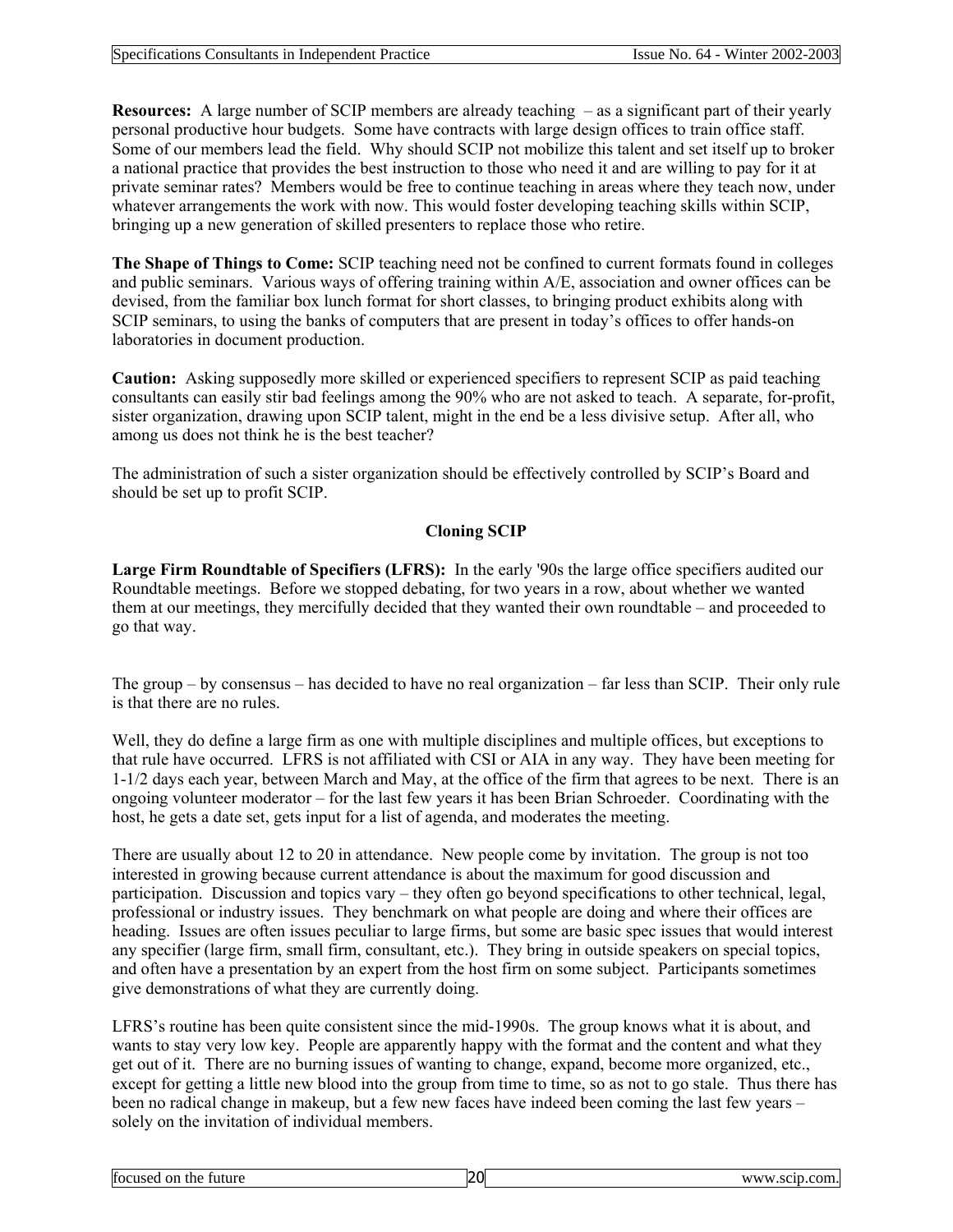**Resources:** A large number of SCIP members are already teaching – as a significant part of their yearly personal productive hour budgets. Some have contracts with large design offices to train office staff. Some of our members lead the field. Why should SCIP not mobilize this talent and set itself up to broker a national practice that provides the best instruction to those who need it and are willing to pay for it at private seminar rates? Members would be free to continue teaching in areas where they teach now, under whatever arrangements the work with now. This would foster developing teaching skills within SCIP, bringing up a new generation of skilled presenters to replace those who retire.

**The Shape of Things to Come:** SCIP teaching need not be confined to current formats found in colleges and public seminars. Various ways of offering training within A/E, association and owner offices can be devised, from the familiar box lunch format for short classes, to bringing product exhibits along with SCIP seminars, to using the banks of computers that are present in today's offices to offer hands-on laboratories in document production.

**Caution:** Asking supposedly more skilled or experienced specifiers to represent SCIP as paid teaching consultants can easily stir bad feelings among the 90% who are not asked to teach. A separate, for-profit, sister organization, drawing upon SCIP talent, might in the end be a less divisive setup. After all, who among us does not think he is the best teacher?

The administration of such a sister organization should be effectively controlled by SCIP's Board and should be set up to profit SCIP.

## Cloning SCIP

**Large Firm Roundtable of Specifiers (LFRS):** In the early '90s the large office specifiers audited our Roundtable meetings. Before we stopped debating, for two years in a row, about whether we wanted them at our meetings, they mercifully decided that they wanted their own roundtable – and proceeded to go that way.

The group – by consensus – has decided to have no real organization – far less than SCIP. Their only rule is that there are no rules.

Well, they do define a large firm as one with multiple disciplines and multiple offices, but exceptions to that rule have occurred. LFRS is not affiliated with CSI or AIA in any way. They have been meeting for 1-1/2 days each year, between March and May, at the office of the firm that agrees to be next. There is an ongoing volunteer moderator – for the last few years it has been Brian Schroeder. Coordinating with the host, he gets a date set, gets input for a list of agenda, and moderates the meeting.

There are usually about 12 to 20 in attendance. New people come by invitation. The group is not too interested in growing because current attendance is about the maximum for good discussion and participation. Discussion and topics vary – they often go beyond specifications to other technical, legal, professional or industry issues. They benchmark on what people are doing and where their offices are heading. Issues are often issues peculiar to large firms, but some are basic spec issues that would interest any specifier (large firm, small firm, consultant, etc.). They bring in outside speakers on special topics, and often have a presentation by an expert from the host firm on some subject. Participants sometimes give demonstrations of what they are currently doing.

LFRS's routine has been quite consistent since the mid-1990s. The group knows what it is about, and wants to stay very low key. People are apparently happy with the format and the content and what they get out of it. There are no burning issues of wanting to change, expand, become more organized, etc., except for getting a little new blood into the group from time to time, so as not to go stale. Thus there has been no radical change in makeup, but a few new faces have indeed been coming the last few years – solely on the invitation of individual members.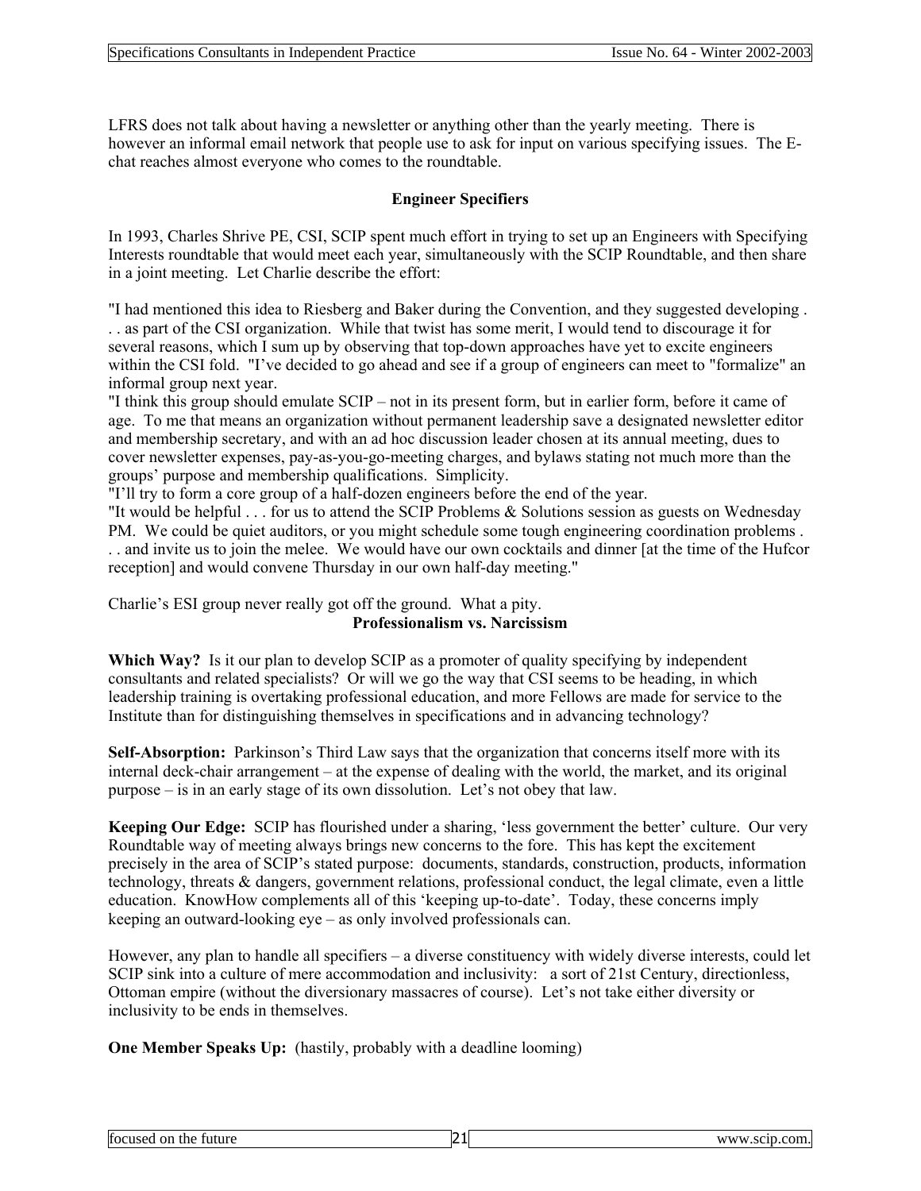LFRS does not talk about having a newsletter or anything other than the yearly meeting. There is however an informal email network that people use to ask for input on various specifying issues. The E-chat reaches almost everyone who comes to the roundtable.

### Engineer Specifiers

In 1993, Charles Shrive PE, CSI, SCIP spent much effort in trying to set up an Engineers with Specifying Interests roundtable that would meet each year, simultaneously with the SCIP Roundtable, and then share in a joint meeting. Let Charlie describe the effort:

"I had mentioned this idea to Riesberg and Baker during the Convention, and they suggested developing . . . as part of the CSI organization. While that twist has some merit, I would tend to discourage it for several reasons, which I sum up by observing that top-down approaches have yet to excite engineers within the CSI fold. "I've decided to go ahead and see if a group of engineers can meet to "formalize" an informal group next year.

"I think this group should emulate SCIP – not in its present form, but in earlier form, before it came of age. To me that means an organization without permanent leadership save a designated newsletter editor and membership secretary, and with an ad hoc discussion leader chosen at its annual meeting, dues to cover newsletter expenses, pay-as-you-go-meeting charges, and bylaws stating not much more than the groups' purpose and membership qualifications. Simplicity.

"I'll try to form a core group of a half-dozen engineers before the end of the year.

"It would be helpful . . . for us to attend the SCIP Problems & Solutions session as guests on Wednesday PM. We could be quiet auditors, or you might schedule some tough engineering coordination problems . . . and invite us to join the melee. We would have our own cocktails and dinner [at the time of the Hufcor reception] and would convene Thursday in our own half-day meeting."

Charlie's ESI group never really got off the ground. What a pity.

### Professionalism vs. Narcissism

**Which Way?** Is it our plan to develop SCIP as a promoter of quality specifying by independent consultants and related specialists? Or will we go the way that CSI seems to be heading, in which leadership training is overtaking professional education, and more Fellows are made for service to the Institute than for distinguishing themselves in specifications and in advancing technology?

**Self-Absorption:** Parkinson's Third Law says that the organization that concerns itself more with its internal deck-chair arrangement – at the expense of dealing with the world, the market, and its original purpose – is in an early stage of its own dissolution. Let's not obey that law.

**Keeping Our Edge:** SCIP has flourished under a sharing, 'less government the better' culture. Our very Roundtable way of meeting always brings new concerns to the fore. This has kept the excitement precisely in the area of SCIP's stated purpose: documents, standards, construction, products, information technology, threats & dangers, government relations, professional conduct, the legal climate, even a little education. KnowHow complements all of this 'keeping up-to-date'. Today, these concerns imply keeping an outward-looking eye – as only involved professionals can.

However, any plan to handle all specifiers – a diverse constituency with widely diverse interests, could let SCIP sink into a culture of mere accommodation and inclusivity: a sort of 21st Century, directionless, Ottoman empire (without the diversionary massacres of course). Let's not take either diversity or inclusivity to be ends in themselves.

**One Member Speaks Up:** (hastily, probably with a deadline looming)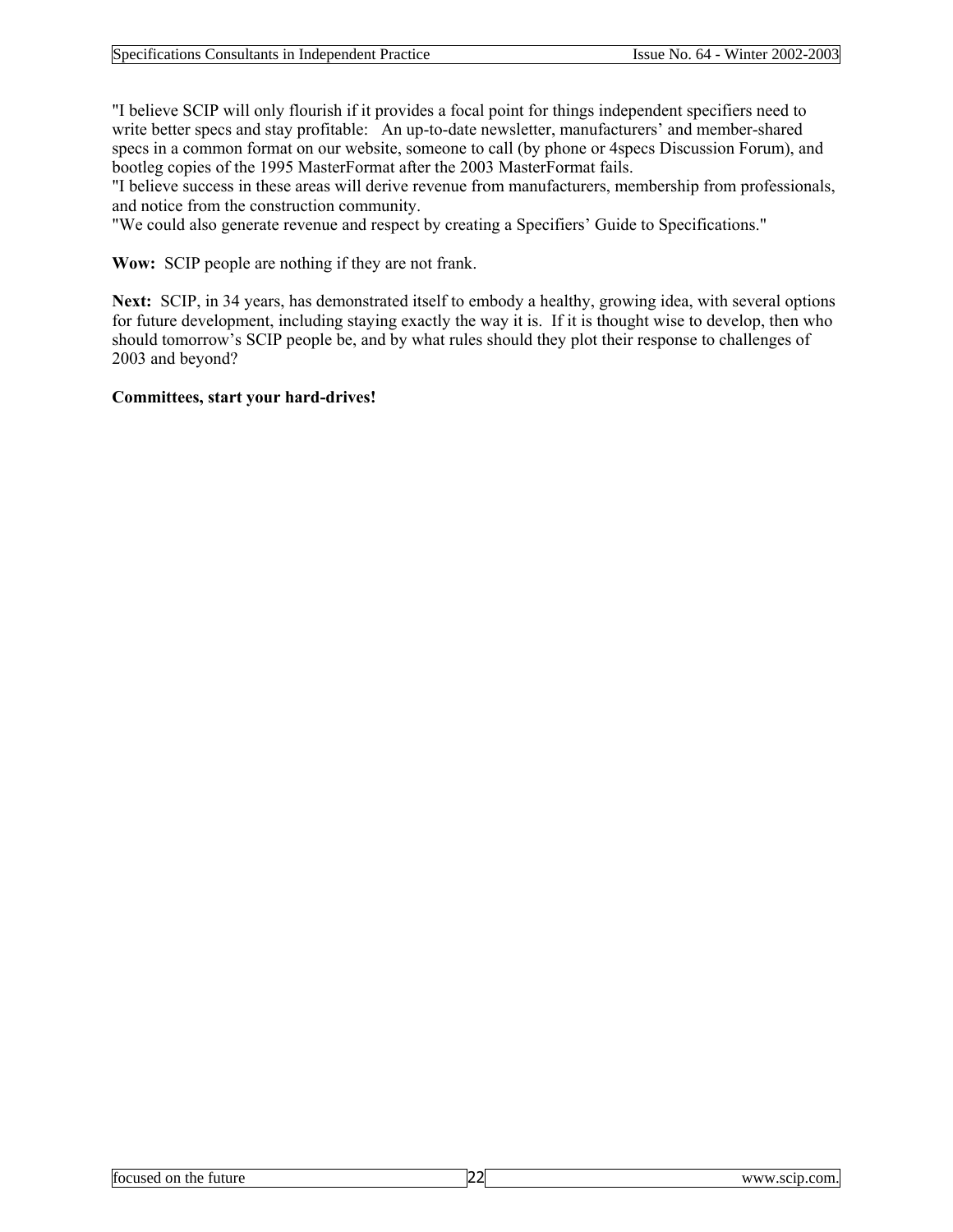"I believe SCIP will only flourish if it provides a focal point for things independent specifiers need to write better specs and stay profitable: An up-to-date newsletter, manufacturers' and member-shared specs in a common format on our website, someone to call (by phone or 4specs Discussion Forum), and bootleg copies of the 1995 MasterFormat after the 2003 MasterFormat fails.

"I believe success in these areas will derive revenue from manufacturers, membership from professionals, and notice from the construction community.

"We could also generate revenue and respect by creating a Specifiers' Guide to Specifications."

**Wow:** SCIP people are nothing if they are not frank.

**Next:** SCIP, in 34 years, has demonstrated itself to embody a healthy, growing idea, with several options for future development, including staying exactly the way it is. If it is thought wise to develop, then who should tomorrow's SCIP people be, and by what rules should they plot their response to challenges of 2003 and beyond?

**Committees, start your hard-drives!**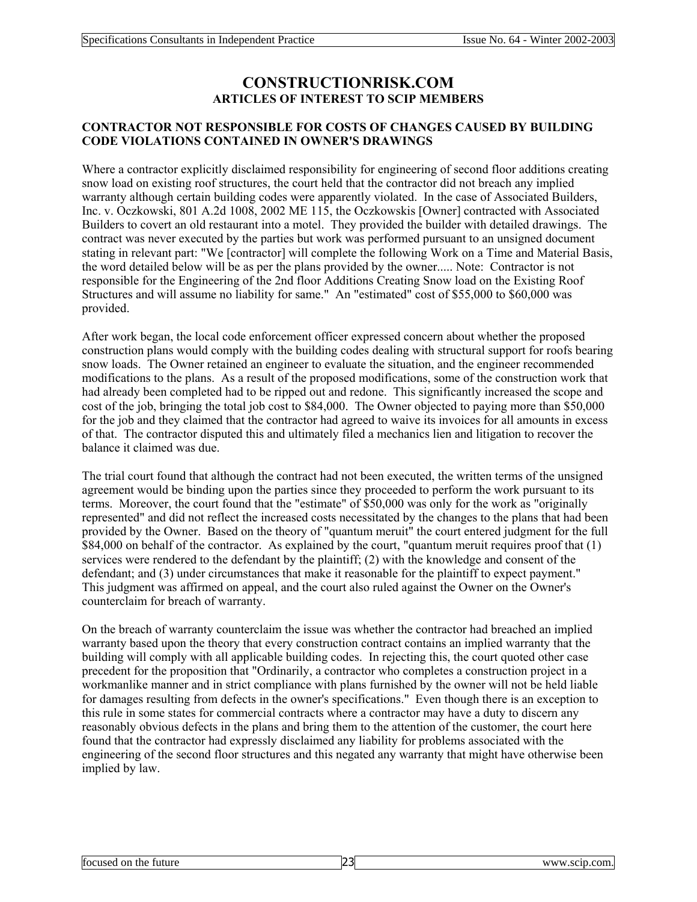# CONSTRUCTIONRISK.COM

## ARTICLES OF INTEREST TO SCIP MEMBERS

### CONTRACTOR NOT RESPONSIBLE FOR COSTS OF CHANGES CAUSED BY BUILDING CODE VIOLATIONS CONTAINED IN OWNER'S DRAWINGS

Where a contractor explicitly disclaimed responsibility for engineering of second floor additions creating snow load on existing roof structures, the court held that the contractor did not breach any implied warranty although certain building codes were apparently violated. In the case of Associated Builders, Inc. v. Oczkowski, 801 A.2d 1008, 2002 ME 115, the Oczkowskis [Owner] contracted with Associated Builders to covert an old restaurant into a motel. They provided the builder with detailed drawings. The contract was never executed by the parties but work was performed pursuant to an unsigned document stating in relevant part: "We [contractor] will complete the following Work on a Time and Material Basis, the word detailed below will be as per the plans provided by the owner..... Note: Contractor is not responsible for the Engineering of the 2nd floor Additions Creating Snow load on the Existing Roof Structures and will assume no liability for same." An "estimated" cost of $55,000 to $60,000 was provided.

After work began, the local code enforcement officer expressed concern about whether the proposed construction plans would comply with the building codes dealing with structural support for roofs bearing snow loads. The Owner retained an engineer to evaluate the situation, and the engineer recommended modifications to the plans. As a result of the proposed modifications, some of the construction work that had already been completed had to be ripped out and redone. This significantly increased the scope and cost of the job, bringing the total job cost to $84,000. The Owner objected to paying more than $50,000 for the job and they claimed that the contractor had agreed to waive its invoices for all amounts in excess of that. The contractor disputed this and ultimately filed a mechanics lien and litigation to recover the balance it claimed was due.

The trial court found that although the contract had not been executed, the written terms of the unsigned agreement would be binding upon the parties since they proceeded to perform the work pursuant to its terms. Moreover, the court found that the "estimate" of $50,000 was only for the work as "originally represented" and did not reflect the increased costs necessitated by the changes to the plans that had been provided by the Owner. Based on the theory of "quantum meruit" the court entered judgment for the full $84,000 on behalf of the contractor. As explained by the court, "quantum meruit requires proof that (1) services were rendered to the defendant by the plaintiff; (2) with the knowledge and consent of the defendant; and (3) under circumstances that make it reasonable for the plaintiff to expect payment." This judgment was affirmed on appeal, and the court also ruled against the Owner on the Owner's counterclaim for breach of warranty.

On the breach of warranty counterclaim the issue was whether the contractor had breached an implied warranty based upon the theory that every construction contract contains an implied warranty that the building will comply with all applicable building codes. In rejecting this, the court quoted other case precedent for the proposition that "Ordinarily, a contractor who completes a construction project in a workmanlike manner and in strict compliance with plans furnished by the owner will not be held liable for damages resulting from defects in the owner's specifications." Even though there is an exception to this rule in some states for commercial contracts where a contractor may have a duty to discern any reasonably obvious defects in the plans and bring them to the attention of the customer, the court here found that the contractor had expressly disclaimed any liability for problems associated with the engineering of the second floor structures and this negated any warranty that might have otherwise been implied by law.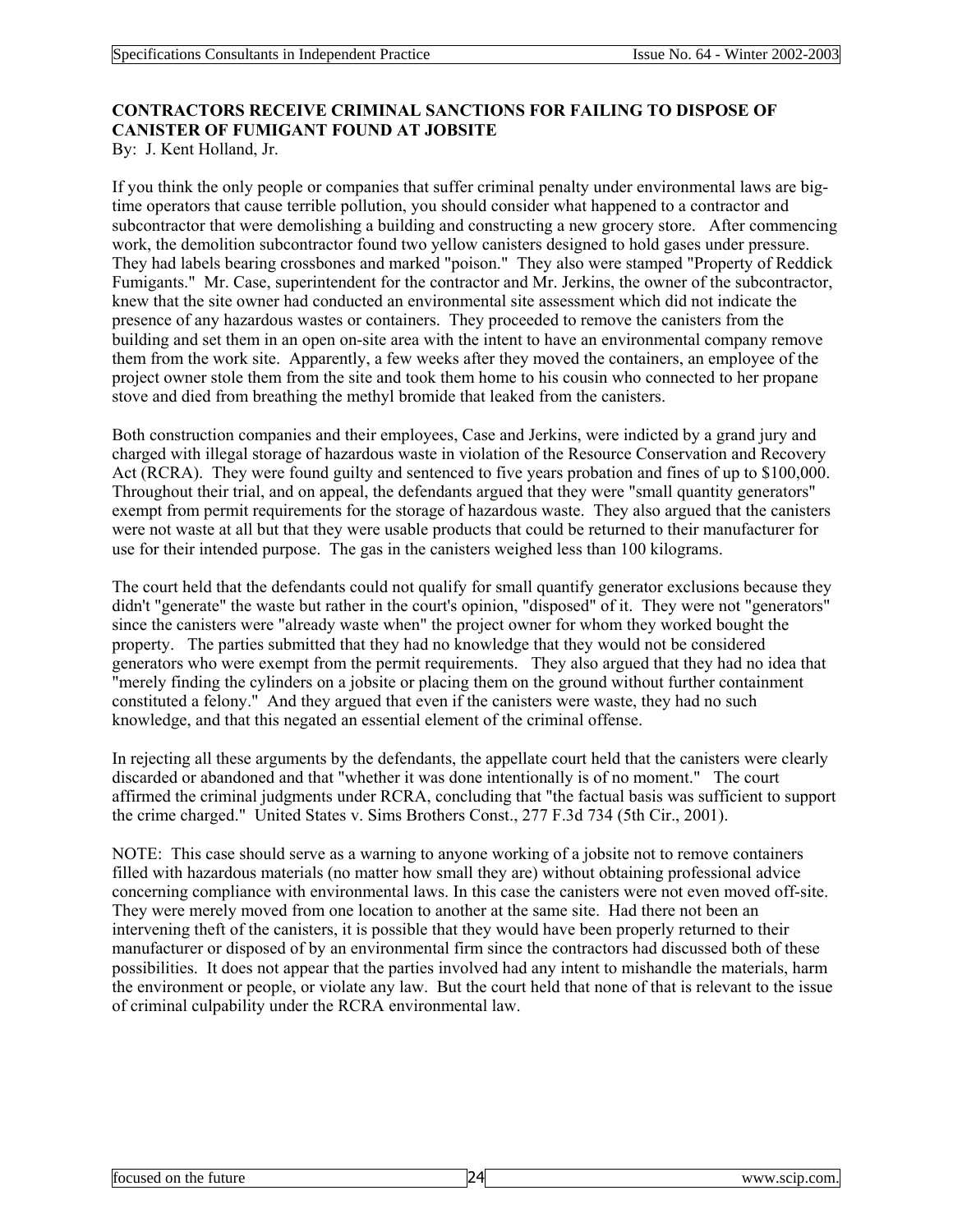## CONTRACTORS RECEIVE CRIMINAL SANCTIONS FOR FAILING TO DISPOSE OF CANISTER OF FUMIGANT FOUND AT JOBSITE

By: J. Kent Holland, Jr.

If you think the only people or companies that suffer criminal penalty under environmental laws are big-time operators that cause terrible pollution, you should consider what happened to a contractor and subcontractor that were demolishing a building and constructing a new grocery store. After commencing work, the demolition subcontractor found two yellow canisters designed to hold gases under pressure. They had labels bearing crossbones and marked "poison." They also were stamped "Property of Reddick Fumigants." Mr. Case, superintendent for the contractor and Mr. Jerkins, the owner of the subcontractor, knew that the site owner had conducted an environmental site assessment which did not indicate the presence of any hazardous wastes or containers. They proceeded to remove the canisters from the building and set them in an open on-site area with the intent to have an environmental company remove them from the work site. Apparently, a few weeks after they moved the containers, an employee of the project owner stole them from the site and took them home to his cousin who connected to her propane stove and died from breathing the methyl bromide that leaked from the canisters.

Both construction companies and their employees, Case and Jerkins, were indicted by a grand jury and charged with illegal storage of hazardous waste in violation of the Resource Conservation and Recovery Act (RCRA). They were found guilty and sentenced to five years probation and fines of up to $100,000. Throughout their trial, and on appeal, the defendants argued that they were "small quantity generators" exempt from permit requirements for the storage of hazardous waste. They also argued that the canisters were not waste at all but that they were usable products that could be returned to their manufacturer for use for their intended purpose. The gas in the canisters weighed less than 100 kilograms.

The court held that the defendants could not qualify for small quantify generator exclusions because they didn't "generate" the waste but rather in the court's opinion, "disposed" of it. They were not "generators" since the canisters were "already waste when" the project owner for whom they worked bought the property. The parties submitted that they had no knowledge that they would not be considered generators who were exempt from the permit requirements. They also argued that they had no idea that "merely finding the cylinders on a jobsite or placing them on the ground without further containment constituted a felony." And they argued that even if the canisters were waste, they had no such knowledge, and that this negated an essential element of the criminal offense.

In rejecting all these arguments by the defendants, the appellate court held that the canisters were clearly discarded or abandoned and that "whether it was done intentionally is of no moment." The court affirmed the criminal judgments under RCRA, concluding that "the factual basis was sufficient to support the crime charged." United States v. Sims Brothers Const., 277 F.3d 734 (5th Cir., 2001).

NOTE: This case should serve as a warning to anyone working of a jobsite not to remove containers filled with hazardous materials (no matter how small they are) without obtaining professional advice concerning compliance with environmental laws. In this case the canisters were not even moved off-site. They were merely moved from one location to another at the same site. Had there not been an intervening theft of the canisters, it is possible that they would have been properly returned to their manufacturer or disposed of by an environmental firm since the contractors had discussed both of these possibilities. It does not appear that the parties involved had any intent to mishandle the materials, harm the environment or people, or violate any law. But the court held that none of that is relevant to the issue of criminal culpability under the RCRA environmental law.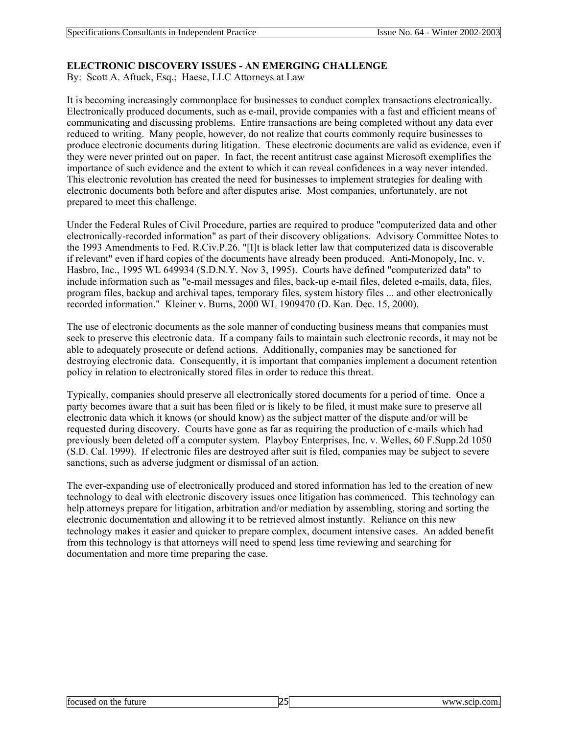## ELECTRONIC DISCOVERY ISSUES - AN EMERGING CHALLENGE

By: Scott A. Aftuck, Esq.; Haese, LLC Attorneys at Law

It is becoming increasingly commonplace for businesses to conduct complex transactions electronically. Electronically produced documents, such as e-mail, provide companies with a fast and efficient means of communicating and discussing problems. Entire transactions are being completed without any data ever reduced to writing. Many people, however, do not realize that courts commonly require businesses to produce electronic documents during litigation. These electronic documents are valid as evidence, even if they were never printed out on paper. In fact, the recent antitrust case against Microsoft exemplifies the importance of such evidence and the extent to which it can reveal confidences in a way never intended. This electronic revolution has created the need for businesses to implement strategies for dealing with electronic documents both before and after disputes arise. Most companies, unfortunately, are not prepared to meet this challenge.

Under the Federal Rules of Civil Procedure, parties are required to produce "computerized data and other electronically-recorded information" as part of their discovery obligations. Advisory Committee Notes to the 1993 Amendments to Fed. R.Civ.P.26. "[I]t is black letter law that computerized data is discoverable if relevant" even if hard copies of the documents have already been produced. Anti-Monopoly, Inc. v. Hasbro, Inc., 1995 WL 649934 (S.D.N.Y. Nov 3, 1995). Courts have defined "computerized data" to include information such as "e-mail messages and files, back-up e-mail files, deleted e-mails, data, files, program files, backup and archival tapes, temporary files, system history files ... and other electronically recorded information." Kleiner v. Burns, 2000 WL 1909470 (D. Kan. Dec. 15, 2000).

The use of electronic documents as the sole manner of conducting business means that companies must seek to preserve this electronic data. If a company fails to maintain such electronic records, it may not be able to adequately prosecute or defend actions. Additionally, companies may be sanctioned for destroying electronic data. Consequently, it is important that companies implement a document retention policy in relation to electronically stored files in order to reduce this threat.

Typically, companies should preserve all electronically stored documents for a period of time. Once a party becomes aware that a suit has been filed or is likely to be filed, it must make sure to preserve all electronic data which it knows (or should know) as the subject matter of the dispute and/or will be requested during discovery. Courts have gone as far as requiring the production of e-mails which had previously been deleted off a computer system. Playboy Enterprises, Inc. v. Welles, 60 F.Supp.2d 1050 (S.D. Cal. 1999). If electronic files are destroyed after suit is filed, companies may be subject to severe sanctions, such as adverse judgment or dismissal of an action.

The ever-expanding use of electronically produced and stored information has led to the creation of new technology to deal with electronic discovery issues once litigation has commenced. This technology can help attorneys prepare for litigation, arbitration and/or mediation by assembling, storing and sorting the electronic documentation and allowing it to be retrieved almost instantly. Reliance on this new technology makes it easier and quicker to prepare complex, document intensive cases. An added benefit from this technology is that attorneys will need to spend less time reviewing and searching for documentation and more time preparing the case.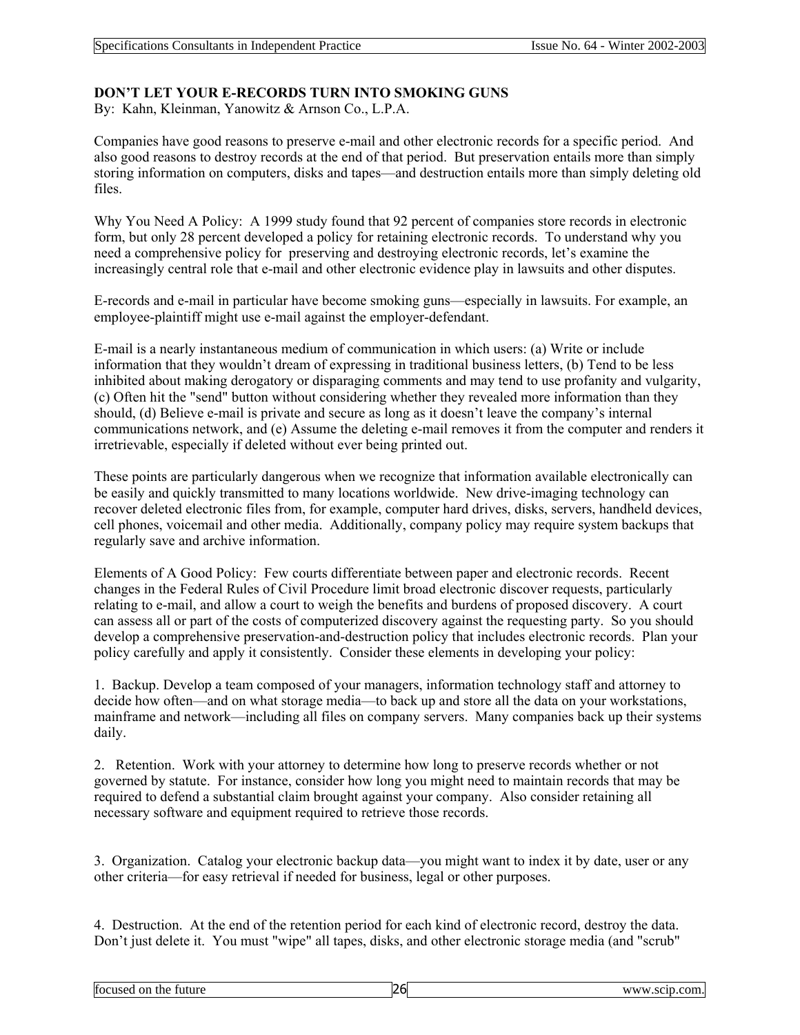**DON'T LET YOUR E-RECORDS TURN INTO SMOKING GUNS**
By: Kahn, Kleinman, Yanowitz & Arnson Co., L.P.A.

Companies have good reasons to preserve e-mail and other electronic records for a specific period. And also good reasons to destroy records at the end of that period. But preservation entails more than simply storing information on computers, disks and tapes—and destruction entails more than simply deleting old files.

Why You Need A Policy: A 1999 study found that 92 percent of companies store records in electronic form, but only 28 percent developed a policy for retaining electronic records. To understand why you need a comprehensive policy for preserving and destroying electronic records, let's examine the increasingly central role that e-mail and other electronic evidence play in lawsuits and other disputes.

E-records and e-mail in particular have become smoking guns—especially in lawsuits. For example, an employee-plaintiff might use e-mail against the employer-defendant.

E-mail is a nearly instantaneous medium of communication in which users: (a) Write or include information that they wouldn't dream of expressing in traditional business letters, (b) Tend to be less inhibited about making derogatory or disparaging comments and may tend to use profanity and vulgarity, (c) Often hit the "send" button without considering whether they revealed more information than they should, (d) Believe e-mail is private and secure as long as it doesn't leave the company's internal communications network, and (e) Assume the deleting e-mail removes it from the computer and renders it irretrievable, especially if deleted without ever being printed out.

These points are particularly dangerous when we recognize that information available electronically can be easily and quickly transmitted to many locations worldwide. New drive-imaging technology can recover deleted electronic files from, for example, computer hard drives, disks, servers, handheld devices, cell phones, voicemail and other media. Additionally, company policy may require system backups that regularly save and archive information.

Elements of A Good Policy: Few courts differentiate between paper and electronic records. Recent changes in the Federal Rules of Civil Procedure limit broad electronic discover requests, particularly relating to e-mail, and allow a court to weigh the benefits and burdens of proposed discovery. A court can assess all or part of the costs of computerized discovery against the requesting party. So you should develop a comprehensive preservation-and-destruction policy that includes electronic records. Plan your policy carefully and apply it consistently. Consider these elements in developing your policy:

1. Backup. Develop a team composed of your managers, information technology staff and attorney to decide how often—and on what storage media—to back up and store all the data on your workstations, mainframe and network—including all files on company servers. Many companies back up their systems daily.

2. Retention. Work with your attorney to determine how long to preserve records whether or not governed by statute. For instance, consider how long you might need to maintain records that may be required to defend a substantial claim brought against your company. Also consider retaining all necessary software and equipment required to retrieve those records.

3. Organization. Catalog your electronic backup data—you might want to index it by date, user or any other criteria—for easy retrieval if needed for business, legal or other purposes.

4. Destruction. At the end of the retention period for each kind of electronic record, destroy the data. Don't just delete it. You must "wipe" all tapes, disks, and other electronic storage media (and "scrub"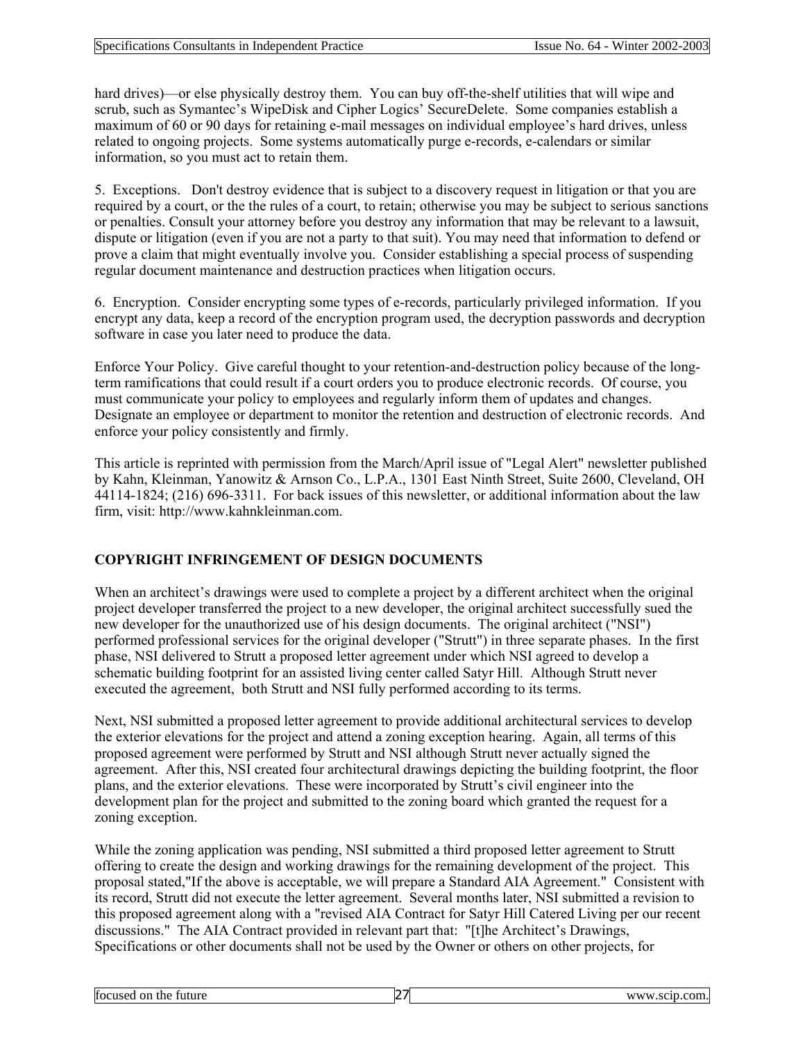hard drives)—or else physically destroy them. You can buy off-the-shelf utilities that will wipe and scrub, such as Symantec's WipeDisk and Cipher Logics' SecureDelete. Some companies establish a maximum of 60 or 90 days for retaining e-mail messages on individual employee's hard drives, unless related to ongoing projects. Some systems automatically purge e-records, e-calendars or similar information, so you must act to retain them.

5. Exceptions. Don't destroy evidence that is subject to a discovery request in litigation or that you are required by a court, or the the rules of a court, to retain; otherwise you may be subject to serious sanctions or penalties. Consult your attorney before you destroy any information that may be relevant to a lawsuit, dispute or litigation (even if you are not a party to that suit). You may need that information to defend or prove a claim that might eventually involve you. Consider establishing a special process of suspending regular document maintenance and destruction practices when litigation occurs.

6. Encryption. Consider encrypting some types of e-records, particularly privileged information. If you encrypt any data, keep a record of the encryption program used, the decryption passwords and decryption software in case you later need to produce the data.

Enforce Your Policy. Give careful thought to your retention-and-destruction policy because of the long-term ramifications that could result if a court orders you to produce electronic records. Of course, you must communicate your policy to employees and regularly inform them of updates and changes. Designate an employee or department to monitor the retention and destruction of electronic records. And enforce your policy consistently and firmly.

This article is reprinted with permission from the March/April issue of "Legal Alert" newsletter published by Kahn, Kleinman, Yanowitz & Arnson Co., L.P.A., 1301 East Ninth Street, Suite 2600, Cleveland, OH 44114-1824; (216) 696-3311. For back issues of this newsletter, or additional information about the law firm, visit: http://www.kahnkleinman.com.

## COPYRIGHT INFRINGEMENT OF DESIGN DOCUMENTS

When an architect's drawings were used to complete a project by a different architect when the original project developer transferred the project to a new developer, the original architect successfully sued the new developer for the unauthorized use of his design documents. The original architect ("NSI") performed professional services for the original developer ("Strutt") in three separate phases. In the first phase, NSI delivered to Strutt a proposed letter agreement under which NSI agreed to develop a schematic building footprint for an assisted living center called Satyr Hill. Although Strutt never executed the agreement, both Strutt and NSI fully performed according to its terms.

Next, NSI submitted a proposed letter agreement to provide additional architectural services to develop the exterior elevations for the project and attend a zoning exception hearing. Again, all terms of this proposed agreement were performed by Strutt and NSI although Strutt never actually signed the agreement. After this, NSI created four architectural drawings depicting the building footprint, the floor plans, and the exterior elevations. These were incorporated by Strutt's civil engineer into the development plan for the project and submitted to the zoning board which granted the request for a zoning exception.

While the zoning application was pending, NSI submitted a third proposed letter agreement to Strutt offering to create the design and working drawings for the remaining development of the project. This proposal stated,"If the above is acceptable, we will prepare a Standard AIA Agreement." Consistent with its record, Strutt did not execute the letter agreement. Several months later, NSI submitted a revision to this proposed agreement along with a "revised AIA Contract for Satyr Hill Catered Living per our recent discussions." The AIA Contract provided in relevant part that: "[t]he Architect's Drawings, Specifications or other documents shall not be used by the Owner or others on other projects, for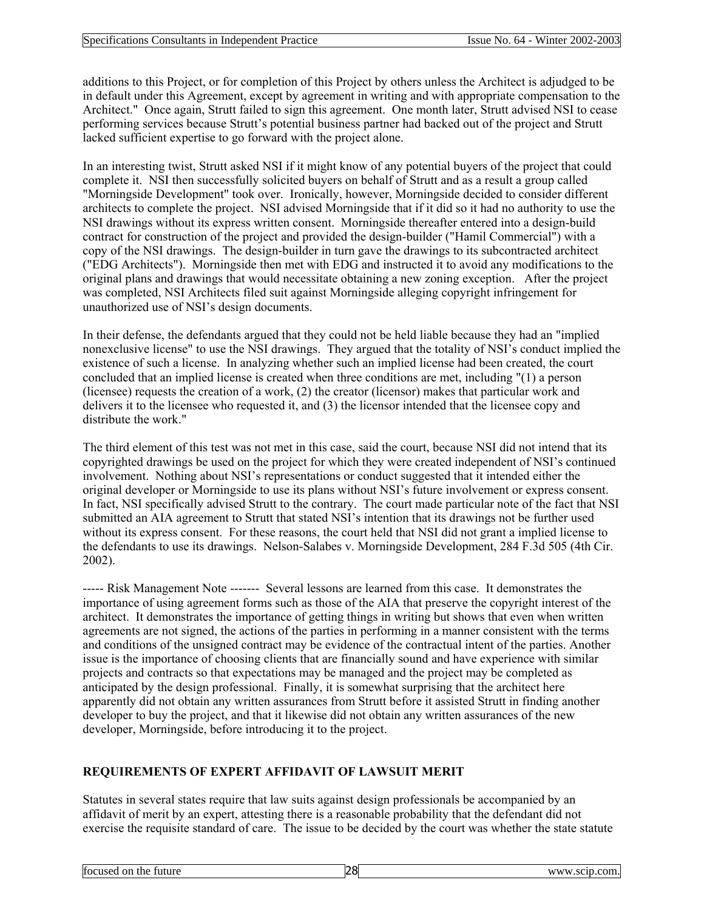additions to this Project, or for completion of this Project by others unless the Architect is adjudged to be in default under this Agreement, except by agreement in writing and with appropriate compensation to the Architect." Once again, Strutt failed to sign this agreement. One month later, Strutt advised NSI to cease performing services because Strutt's potential business partner had backed out of the project and Strutt lacked sufficient expertise to go forward with the project alone.

In an interesting twist, Strutt asked NSI if it might know of any potential buyers of the project that could complete it. NSI then successfully solicited buyers on behalf of Strutt and as a result a group called "Morningside Development" took over. Ironically, however, Morningside decided to consider different architects to complete the project. NSI advised Morningside that if it did so it had no authority to use the NSI drawings without its express written consent. Morningside thereafter entered into a design-build contract for construction of the project and provided the design-builder ("Hamil Commercial") with a copy of the NSI drawings. The design-builder in turn gave the drawings to its subcontracted architect ("EDG Architects"). Morningside then met with EDG and instructed it to avoid any modifications to the original plans and drawings that would necessitate obtaining a new zoning exception. After the project was completed, NSI Architects filed suit against Morningside alleging copyright infringement for unauthorized use of NSI's design documents.

In their defense, the defendants argued that they could not be held liable because they had an "implied nonexclusive license" to use the NSI drawings. They argued that the totality of NSI's conduct implied the existence of such a license. In analyzing whether such an implied license had been created, the court concluded that an implied license is created when three conditions are met, including "(1) a person (licensee) requests the creation of a work, (2) the creator (licensor) makes that particular work and delivers it to the licensee who requested it, and (3) the licensor intended that the licensee copy and distribute the work."

The third element of this test was not met in this case, said the court, because NSI did not intend that its copyrighted drawings be used on the project for which they were created independent of NSI's continued involvement. Nothing about NSI's representations or conduct suggested that it intended either the original developer or Morningside to use its plans without NSI's future involvement or express consent. In fact, NSI specifically advised Strutt to the contrary. The court made particular note of the fact that NSI submitted an AIA agreement to Strutt that stated NSI's intention that its drawings not be further used without its express consent. For these reasons, the court held that NSI did not grant a implied license to the defendants to use its drawings. Nelson-Salabes v. Morningside Development, 284 F.3d 505 (4th Cir. 2002).

----- Risk Management Note ------- Several lessons are learned from this case. It demonstrates the importance of using agreement forms such as those of the AIA that preserve the copyright interest of the architect. It demonstrates the importance of getting things in writing but shows that even when written agreements are not signed, the actions of the parties in performing in a manner consistent with the terms and conditions of the unsigned contract may be evidence of the contractual intent of the parties. Another issue is the importance of choosing clients that are financially sound and have experience with similar projects and contracts so that expectations may be managed and the project may be completed as anticipated by the design professional. Finally, it is somewhat surprising that the architect here apparently did not obtain any written assurances from Strutt before it assisted Strutt in finding another developer to buy the project, and that it likewise did not obtain any written assurances of the new developer, Morningside, before introducing it to the project.

## REQUIREMENTS OF EXPERT AFFIDAVIT OF LAWSUIT MERIT

Statutes in several states require that law suits against design professionals be accompanied by an affidavit of merit by an expert, attesting there is a reasonable probability that the defendant did not exercise the requisite standard of care. The issue to be decided by the court was whether the state statute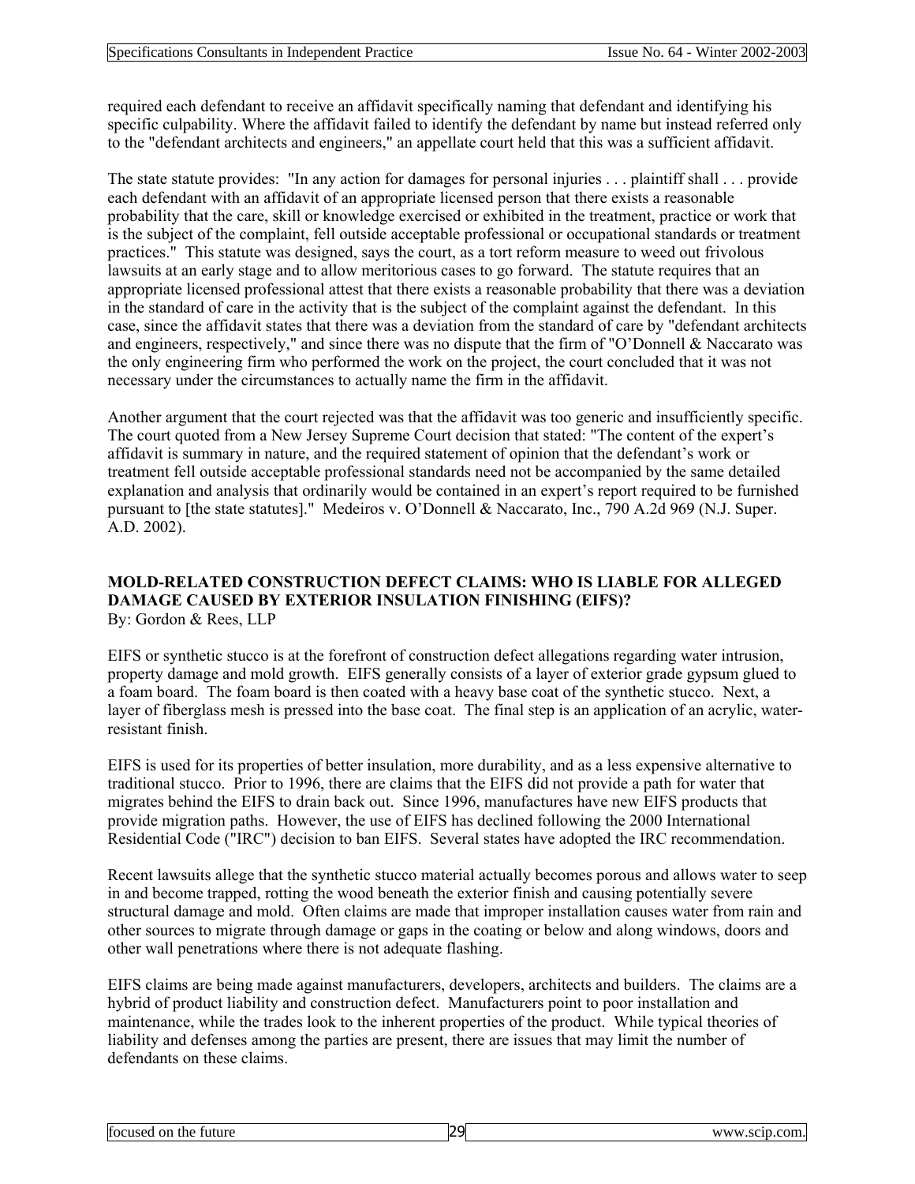required each defendant to receive an affidavit specifically naming that defendant and identifying his specific culpability. Where the affidavit failed to identify the defendant by name but instead referred only to the "defendant architects and engineers," an appellate court held that this was a sufficient affidavit.

The state statute provides: "In any action for damages for personal injuries . . . plaintiff shall . . . provide each defendant with an affidavit of an appropriate licensed person that there exists a reasonable probability that the care, skill or knowledge exercised or exhibited in the treatment, practice or work that is the subject of the complaint, fell outside acceptable professional or occupational standards or treatment practices." This statute was designed, says the court, as a tort reform measure to weed out frivolous lawsuits at an early stage and to allow meritorious cases to go forward. The statute requires that an appropriate licensed professional attest that there exists a reasonable probability that there was a deviation in the standard of care in the activity that is the subject of the complaint against the defendant. In this case, since the affidavit states that there was a deviation from the standard of care by "defendant architects and engineers, respectively," and since there was no dispute that the firm of "O'Donnell & Naccarato was the only engineering firm who performed the work on the project, the court concluded that it was not necessary under the circumstances to actually name the firm in the affidavit.

Another argument that the court rejected was that the affidavit was too generic and insufficiently specific. The court quoted from a New Jersey Supreme Court decision that stated: "The content of the expert's affidavit is summary in nature, and the required statement of opinion that the defendant's work or treatment fell outside acceptable professional standards need not be accompanied by the same detailed explanation and analysis that ordinarily would be contained in an expert's report required to be furnished pursuant to [the state statutes]." Medeiros v. O'Donnell & Naccarato, Inc., 790 A.2d 969 (N.J. Super. A.D. 2002).

**MOLD-RELATED CONSTRUCTION DEFECT CLAIMS: WHO IS LIABLE FOR ALLEGED DAMAGE CAUSED BY EXTERIOR INSULATION FINISHING (EIFS)?**
By: Gordon & Rees, LLP

EIFS or synthetic stucco is at the forefront of construction defect allegations regarding water intrusion, property damage and mold growth. EIFS generally consists of a layer of exterior grade gypsum glued to a foam board. The foam board is then coated with a heavy base coat of the synthetic stucco. Next, a layer of fiberglass mesh is pressed into the base coat. The final step is an application of an acrylic, water-resistant finish.

EIFS is used for its properties of better insulation, more durability, and as a less expensive alternative to traditional stucco. Prior to 1996, there are claims that the EIFS did not provide a path for water that migrates behind the EIFS to drain back out. Since 1996, manufactures have new EIFS products that provide migration paths. However, the use of EIFS has declined following the 2000 International Residential Code ("IRC") decision to ban EIFS. Several states have adopted the IRC recommendation.

Recent lawsuits allege that the synthetic stucco material actually becomes porous and allows water to seep in and become trapped, rotting the wood beneath the exterior finish and causing potentially severe structural damage and mold. Often claims are made that improper installation causes water from rain and other sources to migrate through damage or gaps in the coating or below and along windows, doors and other wall penetrations where there is not adequate flashing.

EIFS claims are being made against manufacturers, developers, architects and builders. The claims are a hybrid of product liability and construction defect. Manufacturers point to poor installation and maintenance, while the trades look to the inherent properties of the product. While typical theories of liability and defenses among the parties are present, there are issues that may limit the number of defendants on these claims.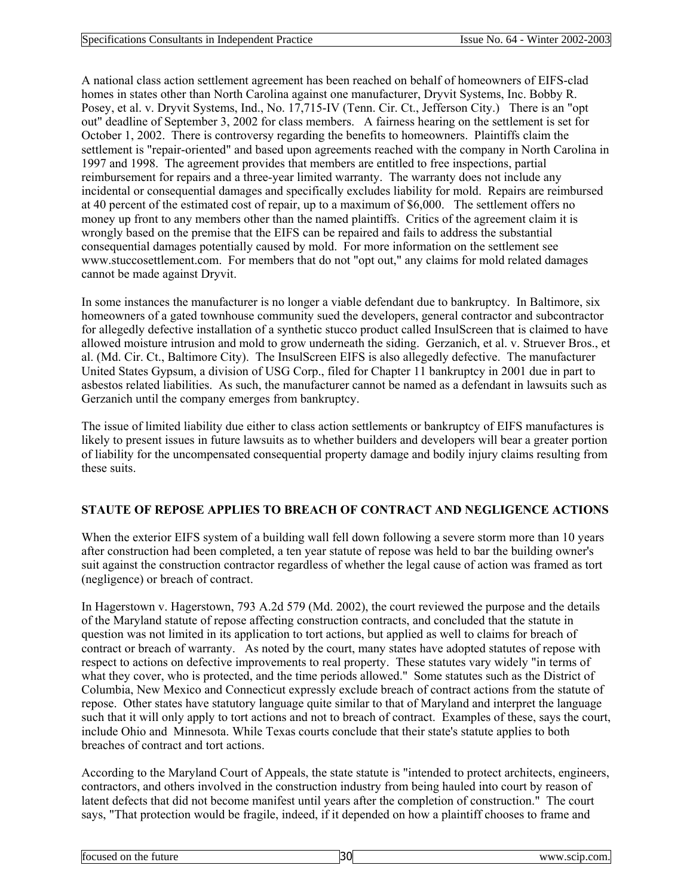A national class action settlement agreement has been reached on behalf of homeowners of EIFS-clad homes in states other than North Carolina against one manufacturer, Dryvit Systems, Inc. Bobby R. Posey, et al. v. Dryvit Systems, Ind., No. 17,715-IV (Tenn. Cir. Ct., Jefferson City.) There is an "opt out" deadline of September 3, 2002 for class members. A fairness hearing on the settlement is set for October 1, 2002. There is controversy regarding the benefits to homeowners. Plaintiffs claim the settlement is "repair-oriented" and based upon agreements reached with the company in North Carolina in 1997 and 1998. The agreement provides that members are entitled to free inspections, partial reimbursement for repairs and a three-year limited warranty. The warranty does not include any incidental or consequential damages and specifically excludes liability for mold. Repairs are reimbursed at 40 percent of the estimated cost of repair, up to a maximum of $6,000. The settlement offers no money up front to any members other than the named plaintiffs. Critics of the agreement claim it is wrongly based on the premise that the EIFS can be repaired and fails to address the substantial consequential damages potentially caused by mold. For more information on the settlement see www.stuccosettlement.com. For members that do not "opt out," any claims for mold related damages cannot be made against Dryvit.

In some instances the manufacturer is no longer a viable defendant due to bankruptcy. In Baltimore, six homeowners of a gated townhouse community sued the developers, general contractor and subcontractor for allegedly defective installation of a synthetic stucco product called InsulScreen that is claimed to have allowed moisture intrusion and mold to grow underneath the siding. Gerzanich, et al. v. Struever Bros., et al. (Md. Cir. Ct., Baltimore City). The InsulScreen EIFS is also allegedly defective. The manufacturer United States Gypsum, a division of USG Corp., filed for Chapter 11 bankruptcy in 2001 due in part to asbestos related liabilities. As such, the manufacturer cannot be named as a defendant in lawsuits such as Gerzanich until the company emerges from bankruptcy.

The issue of limited liability due either to class action settlements or bankruptcy of EIFS manufactures is likely to present issues in future lawsuits as to whether builders and developers will bear a greater portion of liability for the uncompensated consequential property damage and bodily injury claims resulting from these suits.

## STAUTE OF REPOSE APPLIES TO BREACH OF CONTRACT AND NEGLIGENCE ACTIONS

When the exterior EIFS system of a building wall fell down following a severe storm more than 10 years after construction had been completed, a ten year statute of repose was held to bar the building owner's suit against the construction contractor regardless of whether the legal cause of action was framed as tort (negligence) or breach of contract.

In Hagerstown v. Hagerstown, 793 A.2d 579 (Md. 2002), the court reviewed the purpose and the details of the Maryland statute of repose affecting construction contracts, and concluded that the statute in question was not limited in its application to tort actions, but applied as well to claims for breach of contract or breach of warranty. As noted by the court, many states have adopted statutes of repose with respect to actions on defective improvements to real property. These statutes vary widely "in terms of what they cover, who is protected, and the time periods allowed." Some statutes such as the District of Columbia, New Mexico and Connecticut expressly exclude breach of contract actions from the statute of repose. Other states have statutory language quite similar to that of Maryland and interpret the language such that it will only apply to tort actions and not to breach of contract. Examples of these, says the court, include Ohio and Minnesota. While Texas courts conclude that their state's statute applies to both breaches of contract and tort actions.

According to the Maryland Court of Appeals, the state statute is "intended to protect architects, engineers, contractors, and others involved in the construction industry from being hauled into court by reason of latent defects that did not become manifest until years after the completion of construction." The court says, "That protection would be fragile, indeed, if it depended on how a plaintiff chooses to frame and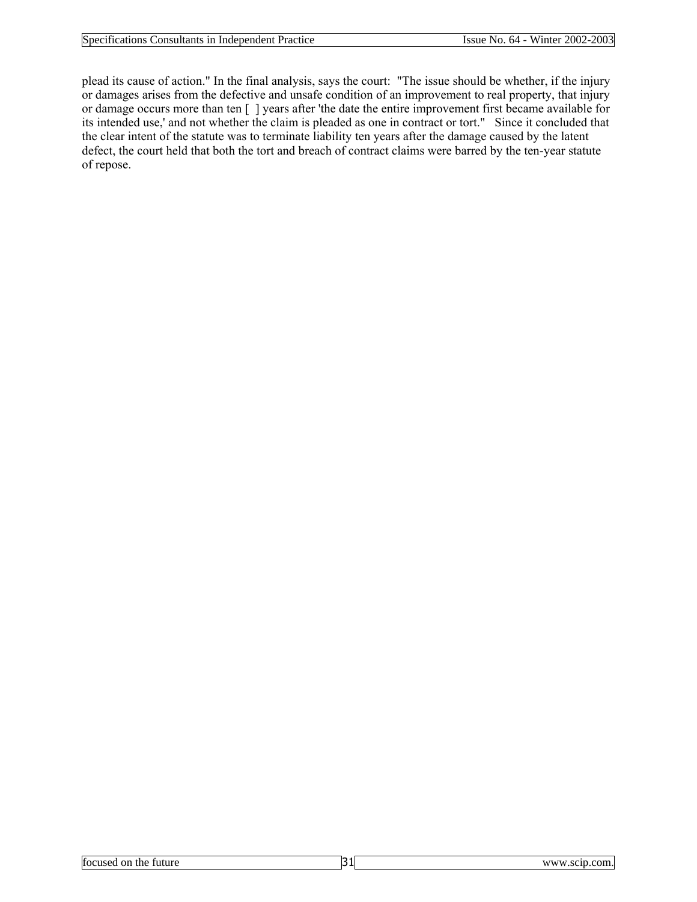plead its cause of action." In the final analysis, says the court: "The issue should be whether, if the injury or damages arises from the defective and unsafe condition of an improvement to real property, that injury or damage occurs more than ten [ ] years after 'the date the entire improvement first became available for its intended use,' and not whether the claim is pleaded as one in contract or tort." Since it concluded that the clear intent of the statute was to terminate liability ten years after the damage caused by the latent defect, the court held that both the tort and breach of contract claims were barred by the ten-year statute of repose.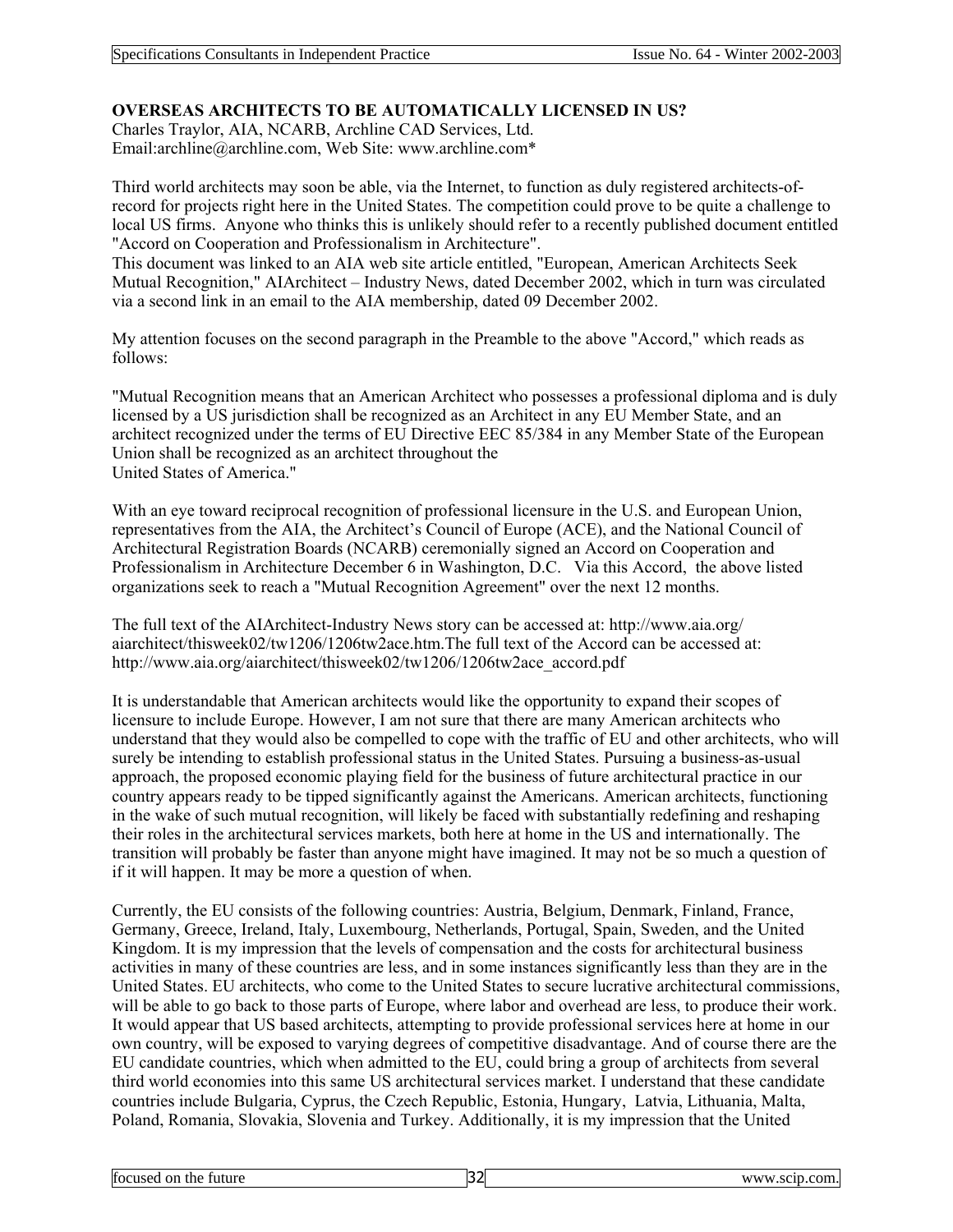**OVERSEAS ARCHITECTS TO BE AUTOMATICALLY LICENSED IN US?**

Charles Traylor, AIA, NCARB, Archline CAD Services, Ltd.
Email:archline@archline.com, Web Site: www.archline.com*

Third world architects may soon be able, via the Internet, to function as duly registered architects-of-record for projects right here in the United States. The competition could prove to be quite a challenge to local US firms. Anyone who thinks this is unlikely should refer to a recently published document entitled "Accord on Cooperation and Professionalism in Architecture".
This document was linked to an AIA web site article entitled, "European, American Architects Seek Mutual Recognition," AIArchitect – Industry News, dated December 2002, which in turn was circulated via a second link in an email to the AIA membership, dated 09 December 2002.

My attention focuses on the second paragraph in the Preamble to the above "Accord," which reads as follows:

"Mutual Recognition means that an American Architect who possesses a professional diploma and is duly licensed by a US jurisdiction shall be recognized as an Architect in any EU Member State, and an architect recognized under the terms of EU Directive EEC 85/384 in any Member State of the European Union shall be recognized as an architect throughout the United States of America."

With an eye toward reciprocal recognition of professional licensure in the U.S. and European Union, representatives from the AIA, the Architect's Council of Europe (ACE), and the National Council of Architectural Registration Boards (NCARB) ceremonially signed an Accord on Cooperation and Professionalism in Architecture December 6 in Washington, D.C. Via this Accord, the above listed organizations seek to reach a "Mutual Recognition Agreement" over the next 12 months.

The full text of the AIArchitect-Industry News story can be accessed at: http://www.aia.org/aiarchitect/thisweek02/tw1206/1206tw2ace.htm.The full text of the Accord can be accessed at: http://www.aia.org/aiarchitect/thisweek02/tw1206/1206tw2ace_accord.pdf

It is understandable that American architects would like the opportunity to expand their scopes of licensure to include Europe. However, I am not sure that there are many American architects who understand that they would also be compelled to cope with the traffic of EU and other architects, who will surely be intending to establish professional status in the United States. Pursuing a business-as-usual approach, the proposed economic playing field for the business of future architectural practice in our country appears ready to be tipped significantly against the Americans. American architects, functioning in the wake of such mutual recognition, will likely be faced with substantially redefining and reshaping their roles in the architectural services markets, both here at home in the US and internationally. The transition will probably be faster than anyone might have imagined. It may not be so much a question of if it will happen. It may be more a question of when.

Currently, the EU consists of the following countries: Austria, Belgium, Denmark, Finland, France, Germany, Greece, Ireland, Italy, Luxembourg, Netherlands, Portugal, Spain, Sweden, and the United Kingdom. It is my impression that the levels of compensation and the costs for architectural business activities in many of these countries are less, and in some instances significantly less than they are in the United States. EU architects, who come to the United States to secure lucrative architectural commissions, will be able to go back to those parts of Europe, where labor and overhead are less, to produce their work. It would appear that US based architects, attempting to provide professional services here at home in our own country, will be exposed to varying degrees of competitive disadvantage. And of course there are the EU candidate countries, which when admitted to the EU, could bring a group of architects from several third world economies into this same US architectural services market. I understand that these candidate countries include Bulgaria, Cyprus, the Czech Republic, Estonia, Hungary, Latvia, Lithuania, Malta, Poland, Romania, Slovakia, Slovenia and Turkey. Additionally, it is my impression that the United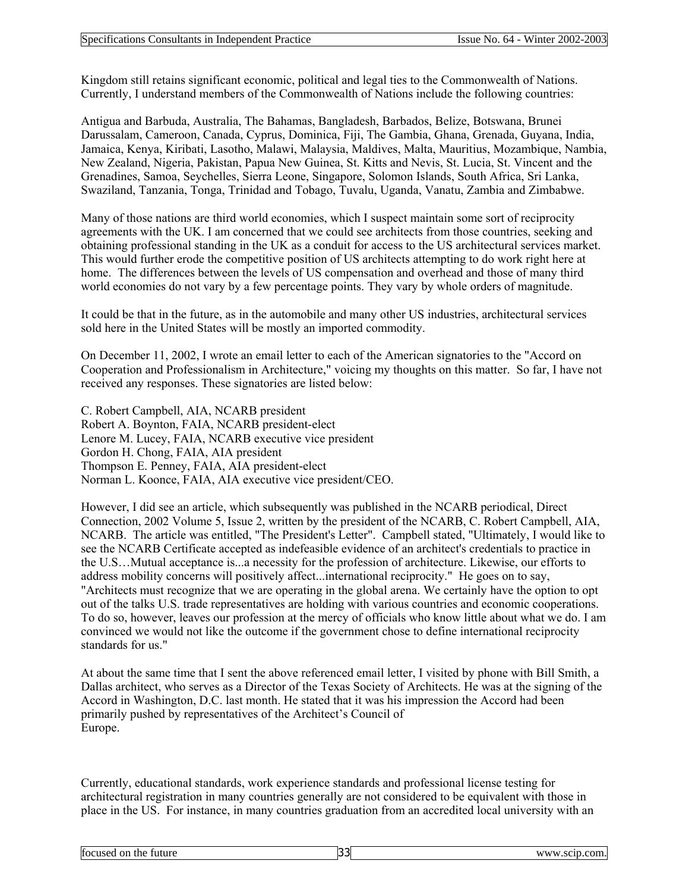Kingdom still retains significant economic, political and legal ties to the Commonwealth of Nations. Currently, I understand members of the Commonwealth of Nations include the following countries:

Antigua and Barbuda, Australia, The Bahamas, Bangladesh, Barbados, Belize, Botswana, Brunei Darussalam, Cameroon, Canada, Cyprus, Dominica, Fiji, The Gambia, Ghana, Grenada, Guyana, India, Jamaica, Kenya, Kiribati, Lasotho, Malawi, Malaysia, Maldives, Malta, Mauritius, Mozambique, Nambia, New Zealand, Nigeria, Pakistan, Papua New Guinea, St. Kitts and Nevis, St. Lucia, St. Vincent and the Grenadines, Samoa, Seychelles, Sierra Leone, Singapore, Solomon Islands, South Africa, Sri Lanka, Swaziland, Tanzania, Tonga, Trinidad and Tobago, Tuvalu, Uganda, Vanatu, Zambia and Zimbabwe.

Many of those nations are third world economies, which I suspect maintain some sort of reciprocity agreements with the UK. I am concerned that we could see architects from those countries, seeking and obtaining professional standing in the UK as a conduit for access to the US architectural services market. This would further erode the competitive position of US architects attempting to do work right here at home. The differences between the levels of US compensation and overhead and those of many third world economies do not vary by a few percentage points. They vary by whole orders of magnitude.

It could be that in the future, as in the automobile and many other US industries, architectural services sold here in the United States will be mostly an imported commodity.

On December 11, 2002, I wrote an email letter to each of the American signatories to the "Accord on Cooperation and Professionalism in Architecture," voicing my thoughts on this matter. So far, I have not received any responses. These signatories are listed below:

C. Robert Campbell, AIA, NCARB president
Robert A. Boynton, FAIA, NCARB president-elect
Lenore M. Lucey, FAIA, NCARB executive vice president
Gordon H. Chong, FAIA, AIA president
Thompson E. Penney, FAIA, AIA president-elect
Norman L. Koonce, FAIA, AIA executive vice president/CEO.

However, I did see an article, which subsequently was published in the NCARB periodical, Direct Connection, 2002 Volume 5, Issue 2, written by the president of the NCARB, C. Robert Campbell, AIA, NCARB. The article was entitled, "The President's Letter". Campbell stated, "Ultimately, I would like to see the NCARB Certificate accepted as indefeasible evidence of an architect's credentials to practice in the U.S…Mutual acceptance is...a necessity for the profession of architecture. Likewise, our efforts to address mobility concerns will positively affect...international reciprocity." He goes on to say, "Architects must recognize that we are operating in the global arena. We certainly have the option to opt out of the talks U.S. trade representatives are holding with various countries and economic cooperations. To do so, however, leaves our profession at the mercy of officials who know little about what we do. I am convinced we would not like the outcome if the government chose to define international reciprocity standards for us."

At about the same time that I sent the above referenced email letter, I visited by phone with Bill Smith, a Dallas architect, who serves as a Director of the Texas Society of Architects. He was at the signing of the Accord in Washington, D.C. last month. He stated that it was his impression the Accord had been primarily pushed by representatives of the Architect's Council of Europe.

Currently, educational standards, work experience standards and professional license testing for architectural registration in many countries generally are not considered to be equivalent with those in place in the US. For instance, in many countries graduation from an accredited local university with an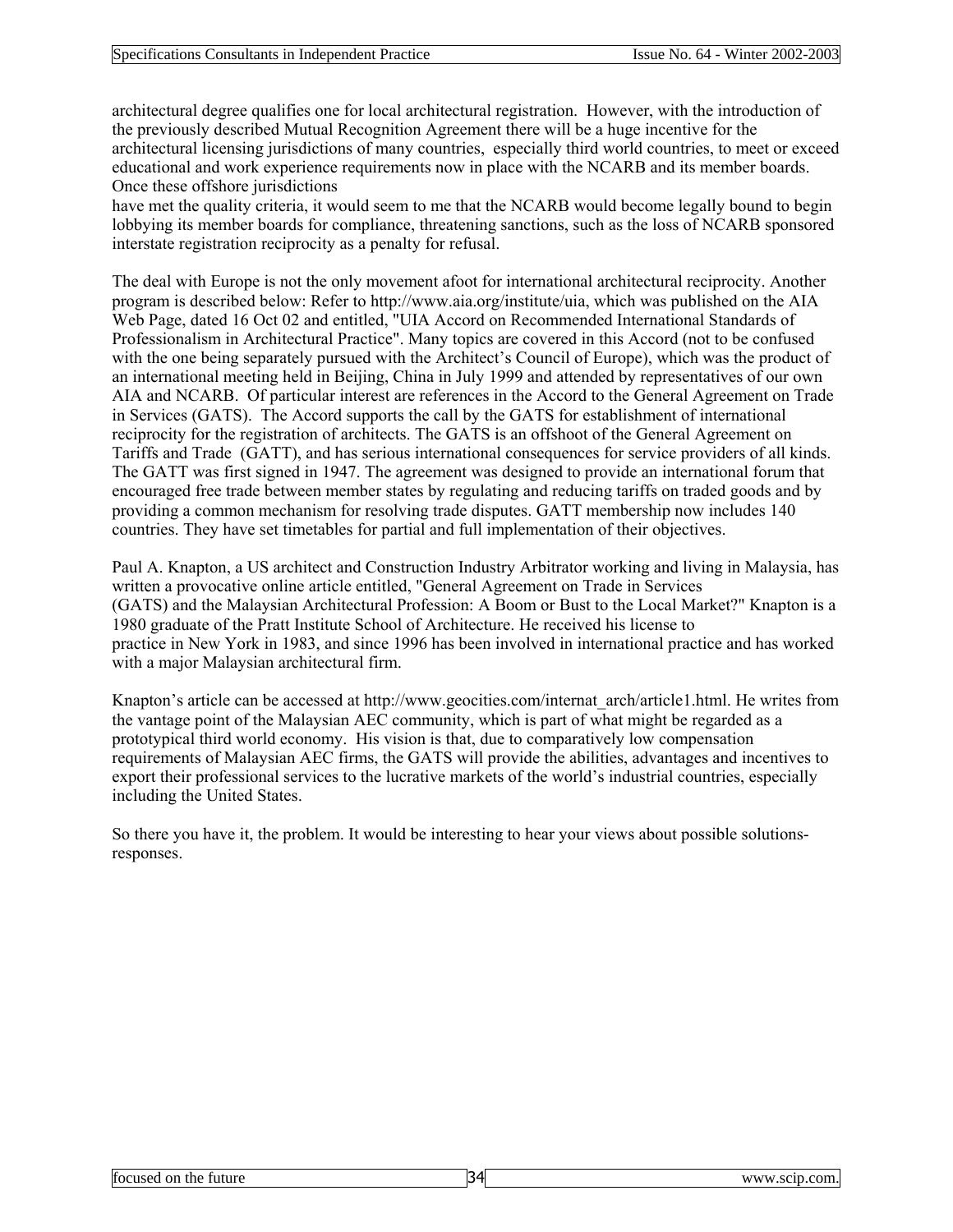architectural degree qualifies one for local architectural registration. However, with the introduction of the previously described Mutual Recognition Agreement there will be a huge incentive for the architectural licensing jurisdictions of many countries, especially third world countries, to meet or exceed educational and work experience requirements now in place with the NCARB and its member boards. Once these offshore jurisdictions have met the quality criteria, it would seem to me that the NCARB would become legally bound to begin lobbying its member boards for compliance, threatening sanctions, such as the loss of NCARB sponsored interstate registration reciprocity as a penalty for refusal.

The deal with Europe is not the only movement afoot for international architectural reciprocity. Another program is described below: Refer to http://www.aia.org/institute/uia, which was published on the AIA Web Page, dated 16 Oct 02 and entitled, "UIA Accord on Recommended International Standards of Professionalism in Architectural Practice". Many topics are covered in this Accord (not to be confused with the one being separately pursued with the Architect's Council of Europe), which was the product of an international meeting held in Beijing, China in July 1999 and attended by representatives of our own AIA and NCARB. Of particular interest are references in the Accord to the General Agreement on Trade in Services (GATS). The Accord supports the call by the GATS for establishment of international reciprocity for the registration of architects. The GATS is an offshoot of the General Agreement on Tariffs and Trade (GATT), and has serious international consequences for service providers of all kinds. The GATT was first signed in 1947. The agreement was designed to provide an international forum that encouraged free trade between member states by regulating and reducing tariffs on traded goods and by providing a common mechanism for resolving trade disputes. GATT membership now includes 140 countries. They have set timetables for partial and full implementation of their objectives.

Paul A. Knapton, a US architect and Construction Industry Arbitrator working and living in Malaysia, has written a provocative online article entitled, "General Agreement on Trade in Services (GATS) and the Malaysian Architectural Profession: A Boom or Bust to the Local Market?" Knapton is a 1980 graduate of the Pratt Institute School of Architecture. He received his license to practice in New York in 1983, and since 1996 has been involved in international practice and has worked with a major Malaysian architectural firm.

Knapton's article can be accessed at http://www.geocities.com/internat_arch/article1.html. He writes from the vantage point of the Malaysian AEC community, which is part of what might be regarded as a prototypical third world economy. His vision is that, due to comparatively low compensation requirements of Malaysian AEC firms, the GATS will provide the abilities, advantages and incentives to export their professional services to the lucrative markets of the world's industrial countries, especially including the United States.

So there you have it, the problem. It would be interesting to hear your views about possible solutions-responses.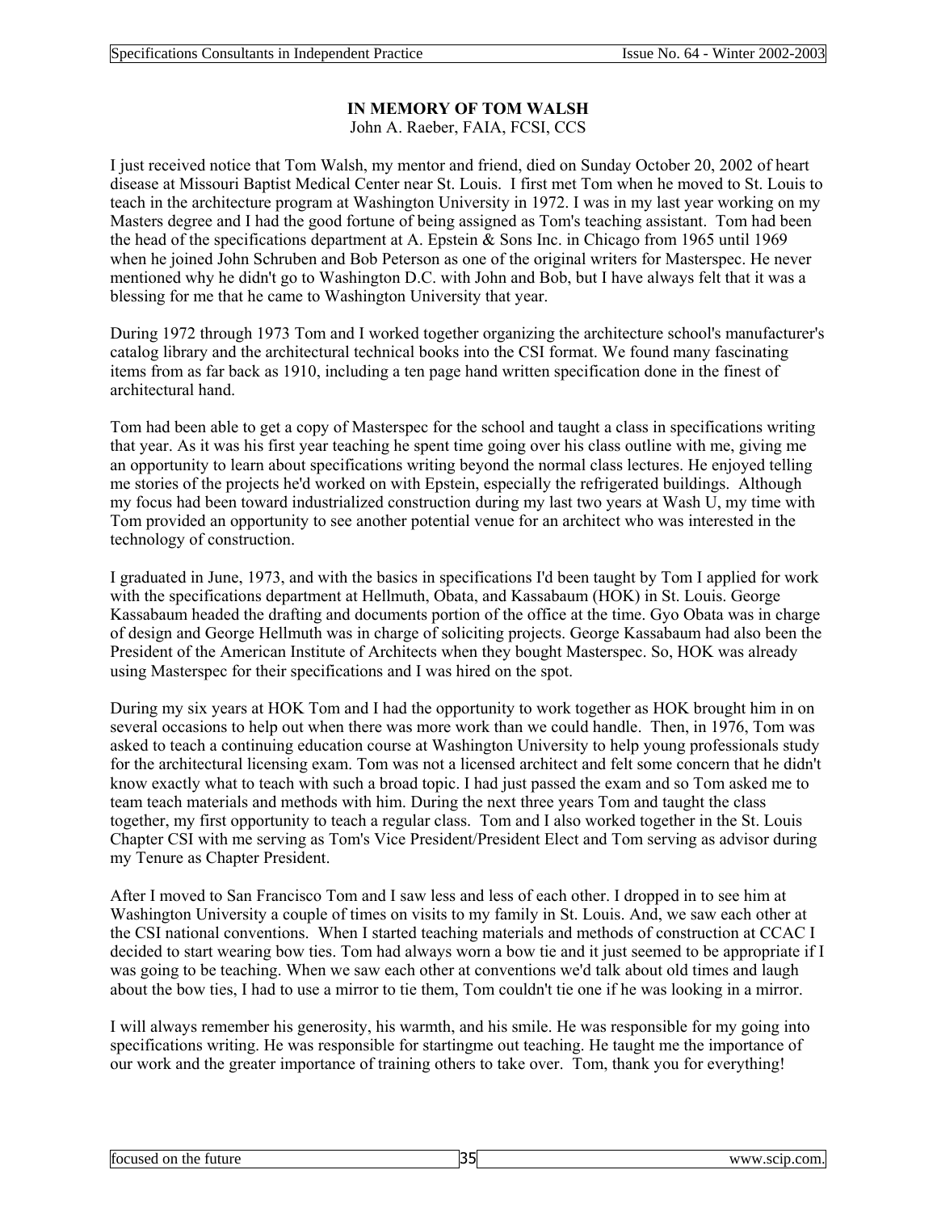# IN MEMORY OF TOM WALSH

John A. Raeber, FAIA, FCSI, CCS

I just received notice that Tom Walsh, my mentor and friend, died on Sunday October 20, 2002 of heart disease at Missouri Baptist Medical Center near St. Louis. I first met Tom when he moved to St. Louis to teach in the architecture program at Washington University in 1972. I was in my last year working on my Masters degree and I had the good fortune of being assigned as Tom's teaching assistant. Tom had been the head of the specifications department at A. Epstein & Sons Inc. in Chicago from 1965 until 1969 when he joined John Schruben and Bob Peterson as one of the original writers for Masterspec. He never mentioned why he didn't go to Washington D.C. with John and Bob, but I have always felt that it was a blessing for me that he came to Washington University that year.

During 1972 through 1973 Tom and I worked together organizing the architecture school's manufacturer's catalog library and the architectural technical books into the CSI format. We found many fascinating items from as far back as 1910, including a ten page hand written specification done in the finest of architectural hand.

Tom had been able to get a copy of Masterspec for the school and taught a class in specifications writing that year. As it was his first year teaching he spent time going over his class outline with me, giving me an opportunity to learn about specifications writing beyond the normal class lectures. He enjoyed telling me stories of the projects he'd worked on with Epstein, especially the refrigerated buildings. Although my focus had been toward industrialized construction during my last two years at Wash U, my time with Tom provided an opportunity to see another potential venue for an architect who was interested in the technology of construction.

I graduated in June, 1973, and with the basics in specifications I'd been taught by Tom I applied for work with the specifications department at Hellmuth, Obata, and Kassabaum (HOK) in St. Louis. George Kassabaum headed the drafting and documents portion of the office at the time. Gyo Obata was in charge of design and George Hellmuth was in charge of soliciting projects. George Kassabaum had also been the President of the American Institute of Architects when they bought Masterspec. So, HOK was already using Masterspec for their specifications and I was hired on the spot.

During my six years at HOK Tom and I had the opportunity to work together as HOK brought him in on several occasions to help out when there was more work than we could handle. Then, in 1976, Tom was asked to teach a continuing education course at Washington University to help young professionals study for the architectural licensing exam. Tom was not a licensed architect and felt some concern that he didn't know exactly what to teach with such a broad topic. I had just passed the exam and so Tom asked me to team teach materials and methods with him. During the next three years Tom and taught the class together, my first opportunity to teach a regular class. Tom and I also worked together in the St. Louis Chapter CSI with me serving as Tom's Vice President/President Elect and Tom serving as advisor during my Tenure as Chapter President.

After I moved to San Francisco Tom and I saw less and less of each other. I dropped in to see him at Washington University a couple of times on visits to my family in St. Louis. And, we saw each other at the CSI national conventions. When I started teaching materials and methods of construction at CCAC I decided to start wearing bow ties. Tom had always worn a bow tie and it just seemed to be appropriate if I was going to be teaching. When we saw each other at conventions we'd talk about old times and laugh about the bow ties, I had to use a mirror to tie them, Tom couldn't tie one if he was looking in a mirror.

I will always remember his generosity, his warmth, and his smile. He was responsible for my going into specifications writing. He was responsible for startingme out teaching. He taught me the importance of our work and the greater importance of training others to take over. Tom, thank you for everything!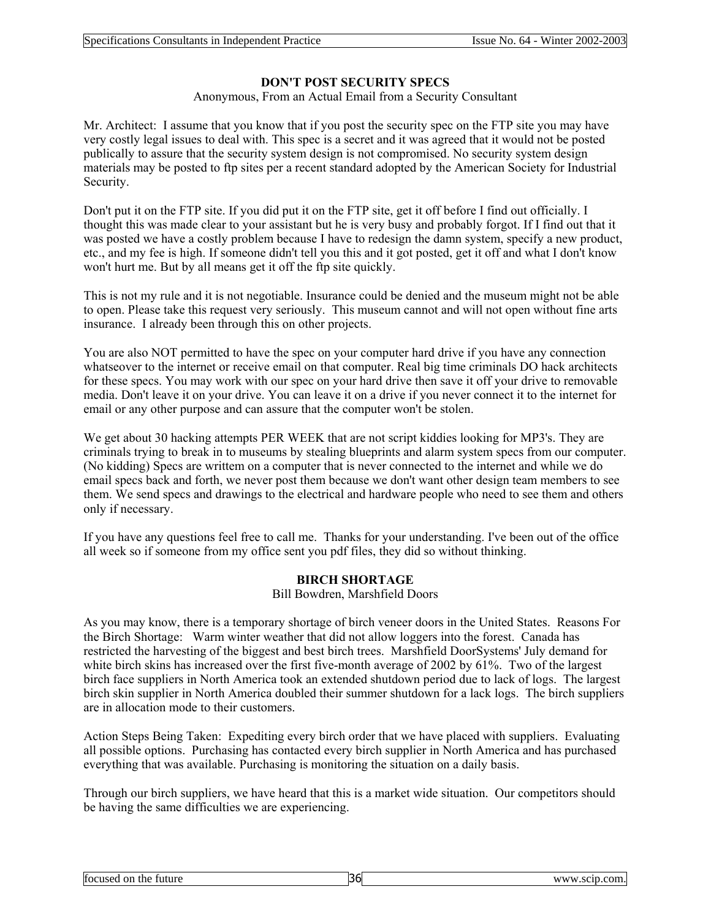## DON'T POST SECURITY SPECS

Anonymous, From an Actual Email from a Security Consultant

Mr. Architect: I assume that you know that if you post the security spec on the FTP site you may have very costly legal issues to deal with. This spec is a secret and it was agreed that it would not be posted publically to assure that the security system design is not compromised. No security system design materials may be posted to ftp sites per a recent standard adopted by the American Society for Industrial Security.

Don't put it on the FTP site. If you did put it on the FTP site, get it off before I find out officially. I thought this was made clear to your assistant but he is very busy and probably forgot. If I find out that it was posted we have a costly problem because I have to redesign the damn system, specify a new product, etc., and my fee is high. If someone didn't tell you this and it got posted, get it off and what I don't know won't hurt me. But by all means get it off the ftp site quickly.

This is not my rule and it is not negotiable. Insurance could be denied and the museum might not be able to open. Please take this request very seriously. This museum cannot and will not open without fine arts insurance. I already been through this on other projects.

You are also NOT permitted to have the spec on your computer hard drive if you have any connection whatseover to the internet or receive email on that computer. Real big time criminals DO hack architects for these specs. You may work with our spec on your hard drive then save it off your drive to removable media. Don't leave it on your drive. You can leave it on a drive if you never connect it to the internet for email or any other purpose and can assure that the computer won't be stolen.

We get about 30 hacking attempts PER WEEK that are not script kiddies looking for MP3's. They are criminals trying to break in to museums by stealing blueprints and alarm system specs from our computer. (No kidding) Specs are writtem on a computer that is never connected to the internet and while we do email specs back and forth, we never post them because we don't want other design team members to see them. We send specs and drawings to the electrical and hardware people who need to see them and others only if necessary.

If you have any questions feel free to call me. Thanks for your understanding. I've been out of the office all week so if someone from my office sent you pdf files, they did so without thinking.

## BIRCH SHORTAGE

Bill Bowdren, Marshfield Doors

As you may know, there is a temporary shortage of birch veneer doors in the United States. Reasons For the Birch Shortage: Warm winter weather that did not allow loggers into the forest. Canada has restricted the harvesting of the biggest and best birch trees. Marshfield DoorSystems' July demand for white birch skins has increased over the first five-month average of 2002 by 61%. Two of the largest birch face suppliers in North America took an extended shutdown period due to lack of logs. The largest birch skin supplier in North America doubled their summer shutdown for a lack logs. The birch suppliers are in allocation mode to their customers.

Action Steps Being Taken: Expediting every birch order that we have placed with suppliers. Evaluating all possible options. Purchasing has contacted every birch supplier in North America and has purchased everything that was available. Purchasing is monitoring the situation on a daily basis.

Through our birch suppliers, we have heard that this is a market wide situation. Our competitors should be having the same difficulties we are experiencing.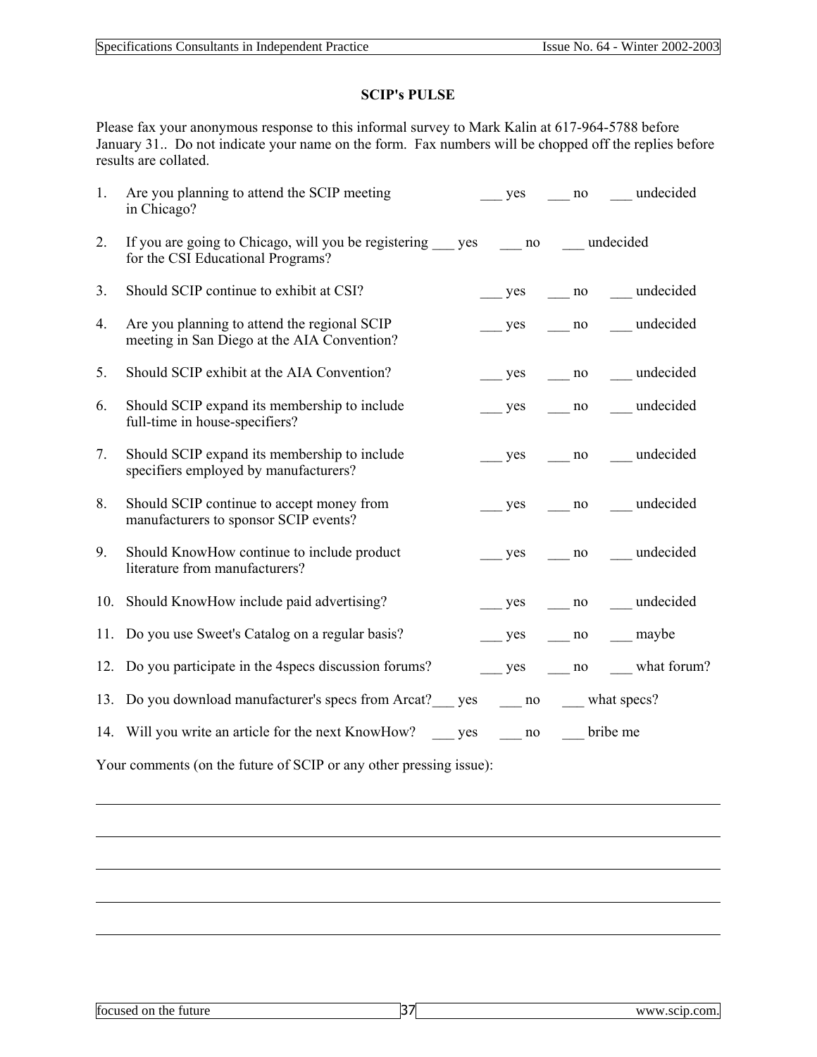**SCIP's PULSE**

Please fax your anonymous response to this informal survey to Mark Kalin at 617-964-5788 before January 31.. Do not indicate your name on the form. Fax numbers will be chopped off the replies before results are collated.

1. Are you planning to attend the SCIP meeting in Chicago? ___ yes ___ no ___ undecided

2. If you are going to Chicago, will you be registering for the CSI Educational Programs? ___ yes ___ no ___ undecided

3. Should SCIP continue to exhibit at CSI? ___ yes ___ no ___ undecided

4. Are you planning to attend the regional SCIP meeting in San Diego at the AIA Convention? ___ yes ___ no ___ undecided

5. Should SCIP exhibit at the AIA Convention? ___ yes ___ no ___ undecided

6. Should SCIP expand its membership to include full-time in house-specifiers? ___ yes ___ no ___ undecided

7. Should SCIP expand its membership to include specifiers employed by manufacturers? ___ yes ___ no ___ undecided

8. Should SCIP continue to accept money from manufacturers to sponsor SCIP events? ___ yes ___ no ___ undecided

9. Should KnowHow continue to include product literature from manufacturers? ___ yes ___ no ___ undecided

10. Should KnowHow include paid advertising? ___ yes ___ no ___ undecided

11. Do you use Sweet's Catalog on a regular basis? ___ yes ___ no ___ maybe

12. Do you participate in the 4specs discussion forums? ___ yes ___ no ___ what forum?

13. Do you download manufacturer's specs from Arcat? ___ yes ___ no ___ what specs?

14. Will you write an article for the next KnowHow? ___ yes ___ no ___ bribe me

Your comments (on the future of SCIP or any other pressing issue):

______________________________________________________________________

______________________________________________________________________

______________________________________________________________________

______________________________________________________________________

______________________________________________________________________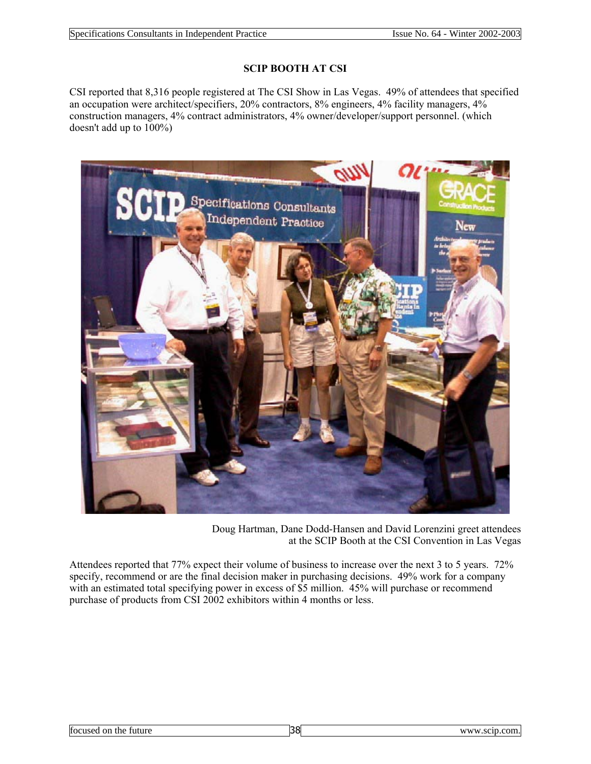## SCIP BOOTH AT CSI

CSI reported that 8,316 people registered at The CSI Show in Las Vegas. 49% of attendees that specified an occupation were architect/specifiers, 20% contractors, 8% engineers, 4% facility managers, 4% construction managers, 4% contract administrators, 4% owner/developer/support personnel. (which doesn't add up to 100%)

Doug Hartman, Dane Dodd-Hansen and David Lorenzini greet attendees at the SCIP Booth at the CSI Convention in Las Vegas

Attendees reported that 77% expect their volume of business to increase over the next 3 to 5 years. 72% specify, recommend or are the final decision maker in purchasing decisions. 49% work for a company with an estimated total specifying power in excess of $5 million. 45% will purchase or recommend purchase of products from CSI 2002 exhibitors within 4 months or less.